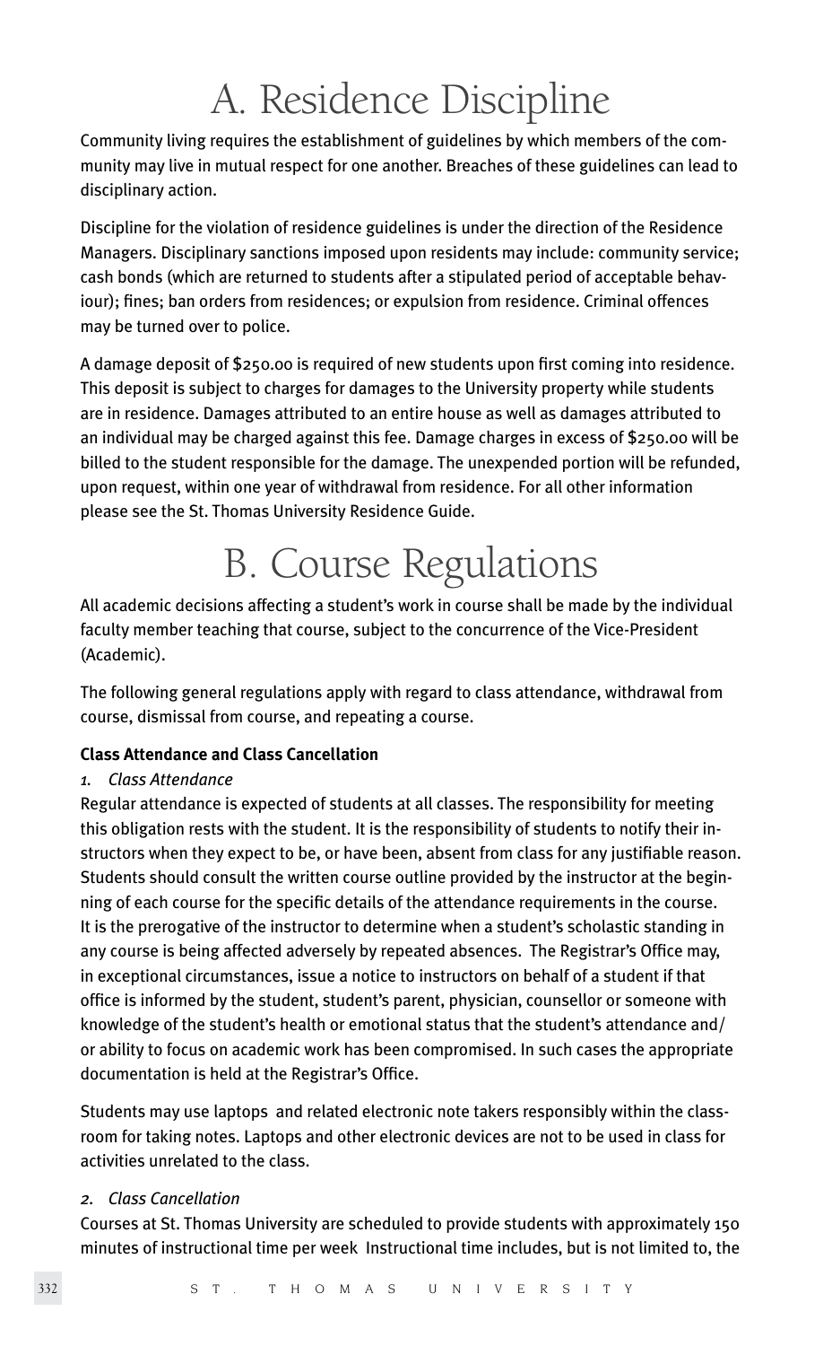# A. Residence Discipline

Community living requires the establishment of guidelines by which members of the community may live in mutual respect for one another. Breaches of these guidelines can lead to disciplinary action.

Discipline for the violation of residence guidelines is under the direction of the Residence Managers. Disciplinary sanctions imposed upon residents may include: community service; cash bonds (which are returned to students after a stipulated period of acceptable behaviour); fines; ban orders from residences; or expulsion from residence. Criminal offences may be turned over to police.

A damage deposit of $250.00 is required of new students upon first coming into residence. This deposit is subject to charges for damages to the University property while students are in residence. Damages attributed to an entire house as well as damages attributed to an individual may be charged against this fee. Damage charges in excess of $250.00 will be billed to the student responsible for the damage. The unexpended portion will be refunded, upon request, within one year of withdrawal from residence. For all other information please see the St. Thomas University Residence Guide.

# B. Course Regulations

All academic decisions affecting a student's work in course shall be made by the individual faculty member teaching that course, subject to the concurrence of the Vice-President (Academic).

The following general regulations apply with regard to class attendance, withdrawal from course, dismissal from course, and repeating a course.

**Class Attendance and Class Cancellation**

*1. Class Attendance*

Regular attendance is expected of students at all classes. The responsibility for meeting this obligation rests with the student. It is the responsibility of students to notify their instructors when they expect to be, or have been, absent from class for any justifiable reason. Students should consult the written course outline provided by the instructor at the beginning of each course for the specific details of the attendance requirements in the course. It is the prerogative of the instructor to determine when a student's scholastic standing in any course is being affected adversely by repeated absences. The Registrar's Office may, in exceptional circumstances, issue a notice to instructors on behalf of a student if that office is informed by the student, student's parent, physician, counsellor or someone with knowledge of the student's health or emotional status that the student's attendance and/or ability to focus on academic work has been compromised. In such cases the appropriate documentation is held at the Registrar's Office.

Students may use laptops and related electronic note takers responsibly within the classroom for taking notes. Laptops and other electronic devices are not to be used in class for activities unrelated to the class.

*2. Class Cancellation*

Courses at St. Thomas University are scheduled to provide students with approximately 150 minutes of instructional time per week Instructional time includes, but is not limited to, the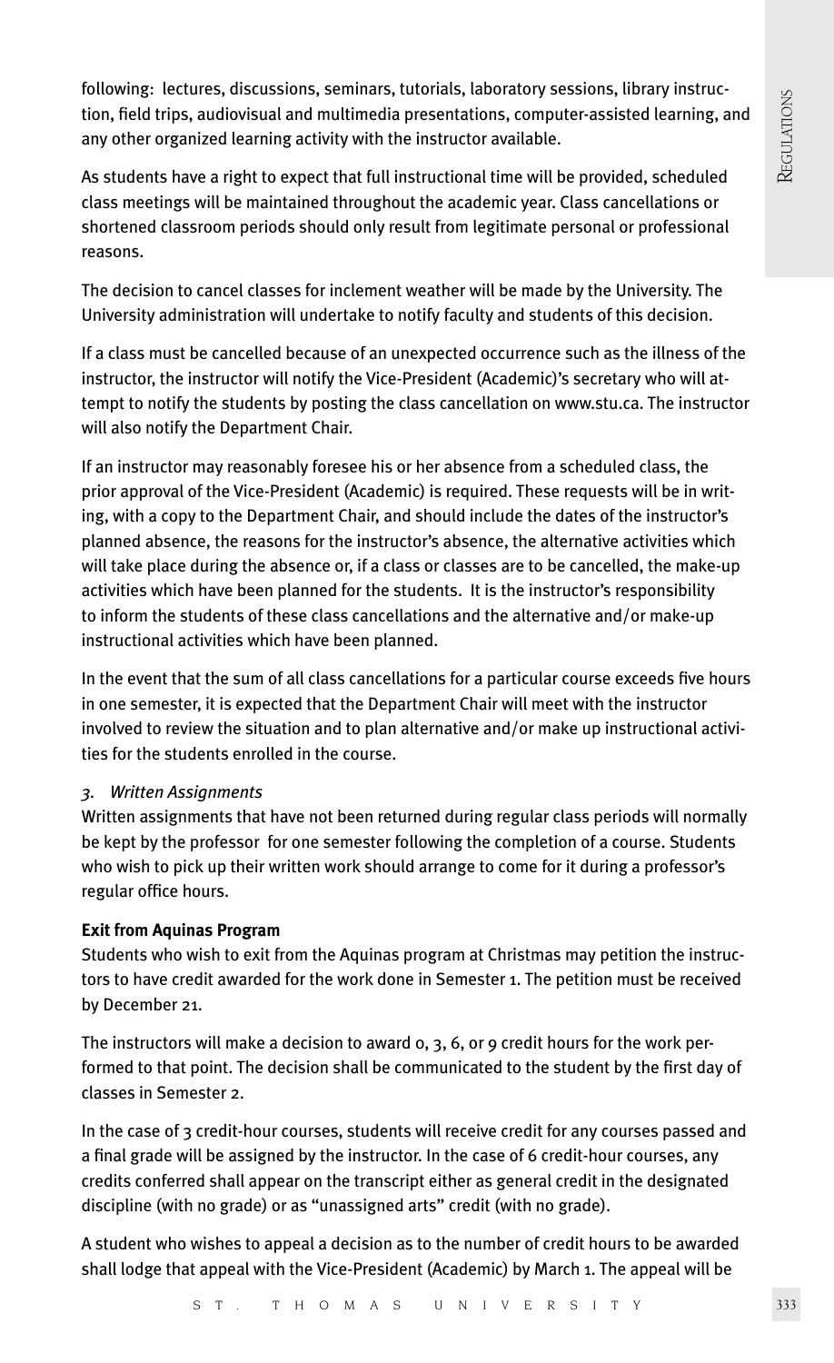following: lectures, discussions, seminars, tutorials, laboratory sessions, library instruction, field trips, audiovisual and multimedia presentations, computer-assisted learning, and any other organized learning activity with the instructor available.

As students have a right to expect that full instructional time will be provided, scheduled class meetings will be maintained throughout the academic year. Class cancellations or shortened classroom periods should only result from legitimate personal or professional reasons.

The decision to cancel classes for inclement weather will be made by the University. The University administration will undertake to notify faculty and students of this decision.

If a class must be cancelled because of an unexpected occurrence such as the illness of the instructor, the instructor will notify the Vice-President (Academic)'s secretary who will attempt to notify the students by posting the class cancellation on www.stu.ca. The instructor will also notify the Department Chair.

If an instructor may reasonably foresee his or her absence from a scheduled class, the prior approval of the Vice-President (Academic) is required. These requests will be in writing, with a copy to the Department Chair, and should include the dates of the instructor's planned absence, the reasons for the instructor's absence, the alternative activities which will take place during the absence or, if a class or classes are to be cancelled, the make-up activities which have been planned for the students. It is the instructor's responsibility to inform the students of these class cancellations and the alternative and/or make-up instructional activities which have been planned.

In the event that the sum of all class cancellations for a particular course exceeds five hours in one semester, it is expected that the Department Chair will meet with the instructor involved to review the situation and to plan alternative and/or make up instructional activities for the students enrolled in the course.

*3. Written Assignments*

Written assignments that have not been returned during regular class periods will normally be kept by the professor for one semester following the completion of a course. Students who wish to pick up their written work should arrange to come for it during a professor's regular office hours.

**Exit from Aquinas Program**

Students who wish to exit from the Aquinas program at Christmas may petition the instructors to have credit awarded for the work done in Semester 1. The petition must be received by December 21.

The instructors will make a decision to award 0, 3, 6, or 9 credit hours for the work performed to that point. The decision shall be communicated to the student by the first day of classes in Semester 2.

In the case of 3 credit-hour courses, students will receive credit for any courses passed and a final grade will be assigned by the instructor. In the case of 6 credit-hour courses, any credits conferred shall appear on the transcript either as general credit in the designated discipline (with no grade) or as "unassigned arts" credit (with no grade).

A student who wishes to appeal a decision as to the number of credit hours to be awarded shall lodge that appeal with the Vice-President (Academic) by March 1. The appeal will be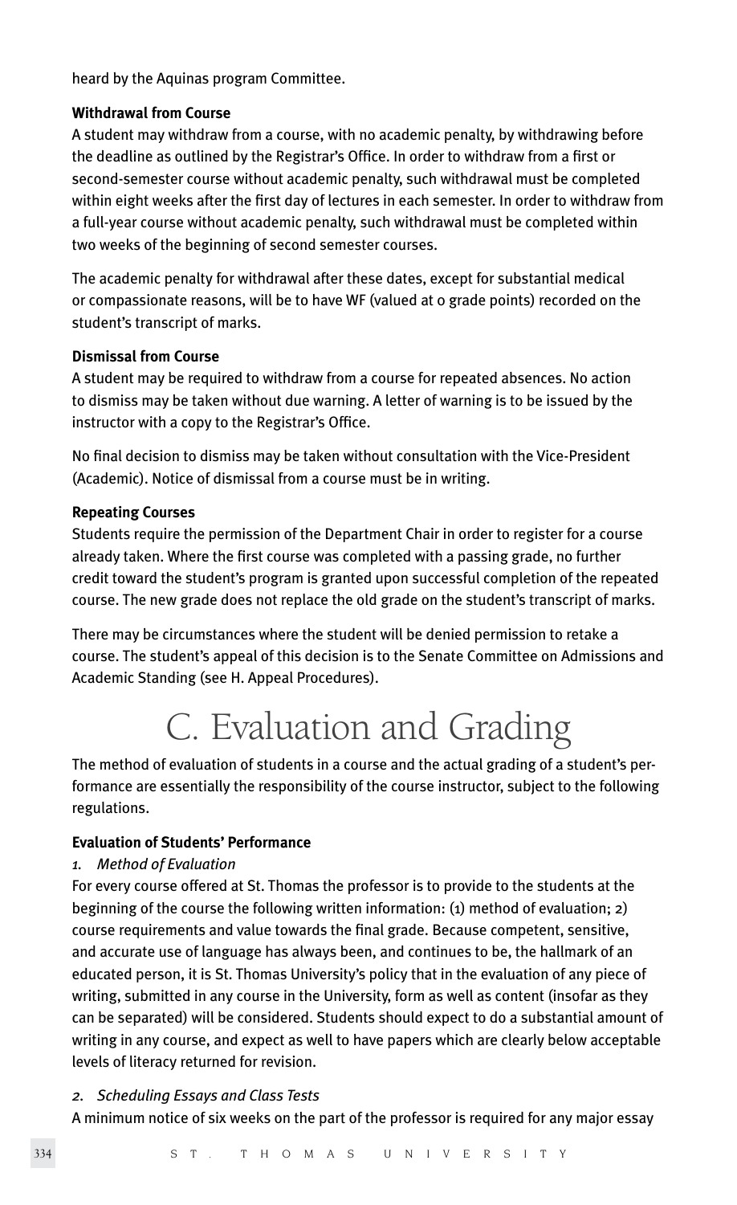heard by the Aquinas program Committee.

**Withdrawal from Course**

A student may withdraw from a course, with no academic penalty, by withdrawing before the deadline as outlined by the Registrar's Office. In order to withdraw from a first or second-semester course without academic penalty, such withdrawal must be completed within eight weeks after the first day of lectures in each semester. In order to withdraw from a full-year course without academic penalty, such withdrawal must be completed within two weeks of the beginning of second semester courses.

The academic penalty for withdrawal after these dates, except for substantial medical or compassionate reasons, will be to have WF (valued at 0 grade points) recorded on the student's transcript of marks.

**Dismissal from Course**

A student may be required to withdraw from a course for repeated absences. No action to dismiss may be taken without due warning. A letter of warning is to be issued by the instructor with a copy to the Registrar's Office.

No final decision to dismiss may be taken without consultation with the Vice-President (Academic). Notice of dismissal from a course must be in writing.

**Repeating Courses**

Students require the permission of the Department Chair in order to register for a course already taken. Where the first course was completed with a passing grade, no further credit toward the student's program is granted upon successful completion of the repeated course. The new grade does not replace the old grade on the student's transcript of marks.

There may be circumstances where the student will be denied permission to retake a course. The student's appeal of this decision is to the Senate Committee on Admissions and Academic Standing (see H. Appeal Procedures).

# C. Evaluation and Grading

The method of evaluation of students in a course and the actual grading of a student's performance are essentially the responsibility of the course instructor, subject to the following regulations.

**Evaluation of Students' Performance**

*1. Method of Evaluation*

For every course offered at St. Thomas the professor is to provide to the students at the beginning of the course the following written information: (1) method of evaluation; 2) course requirements and value towards the final grade. Because competent, sensitive, and accurate use of language has always been, and continues to be, the hallmark of an educated person, it is St. Thomas University's policy that in the evaluation of any piece of writing, submitted in any course in the University, form as well as content (insofar as they can be separated) will be considered. Students should expect to do a substantial amount of writing in any course, and expect as well to have papers which are clearly below acceptable levels of literacy returned for revision.

*2. Scheduling Essays and Class Tests*

A minimum notice of six weeks on the part of the professor is required for any major essay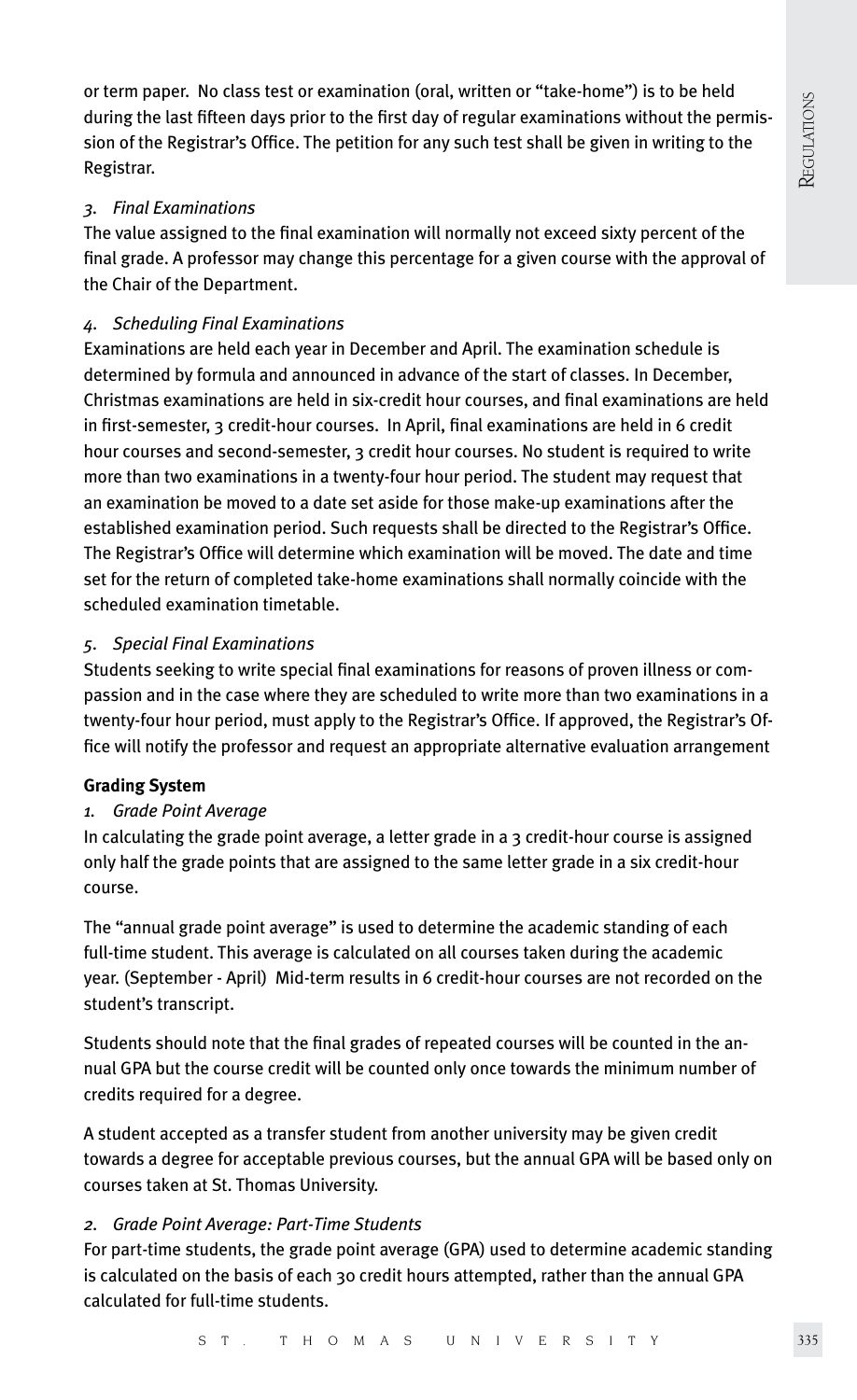or term paper. No class test or examination (oral, written or "take-home") is to be held during the last fifteen days prior to the first day of regular examinations without the permission of the Registrar's Office. The petition for any such test shall be given in writing to the Registrar.

*3. Final Examinations*

The value assigned to the final examination will normally not exceed sixty percent of the final grade. A professor may change this percentage for a given course with the approval of the Chair of the Department.

*4. Scheduling Final Examinations*

Examinations are held each year in December and April. The examination schedule is determined by formula and announced in advance of the start of classes. In December, Christmas examinations are held in six-credit hour courses, and final examinations are held in first-semester, 3 credit-hour courses. In April, final examinations are held in 6 credit hour courses and second-semester, 3 credit hour courses. No student is required to write more than two examinations in a twenty-four hour period. The student may request that an examination be moved to a date set aside for those make-up examinations after the established examination period. Such requests shall be directed to the Registrar's Office. The Registrar's Office will determine which examination will be moved. The date and time set for the return of completed take-home examinations shall normally coincide with the scheduled examination timetable.

*5. Special Final Examinations*

Students seeking to write special final examinations for reasons of proven illness or compassion and in the case where they are scheduled to write more than two examinations in a twenty-four hour period, must apply to the Registrar's Office. If approved, the Registrar's Office will notify the professor and request an appropriate alternative evaluation arrangement

**Grading System**

*1. Grade Point Average*

In calculating the grade point average, a letter grade in a 3 credit-hour course is assigned only half the grade points that are assigned to the same letter grade in a six credit-hour course.

The "annual grade point average" is used to determine the academic standing of each full-time student. This average is calculated on all courses taken during the academic year. (September - April) Mid-term results in 6 credit-hour courses are not recorded on the student's transcript.

Students should note that the final grades of repeated courses will be counted in the annual GPA but the course credit will be counted only once towards the minimum number of credits required for a degree.

A student accepted as a transfer student from another university may be given credit towards a degree for acceptable previous courses, but the annual GPA will be based only on courses taken at St. Thomas University.

*2. Grade Point Average: Part-Time Students*

For part-time students, the grade point average (GPA) used to determine academic standing is calculated on the basis of each 30 credit hours attempted, rather than the annual GPA calculated for full-time students.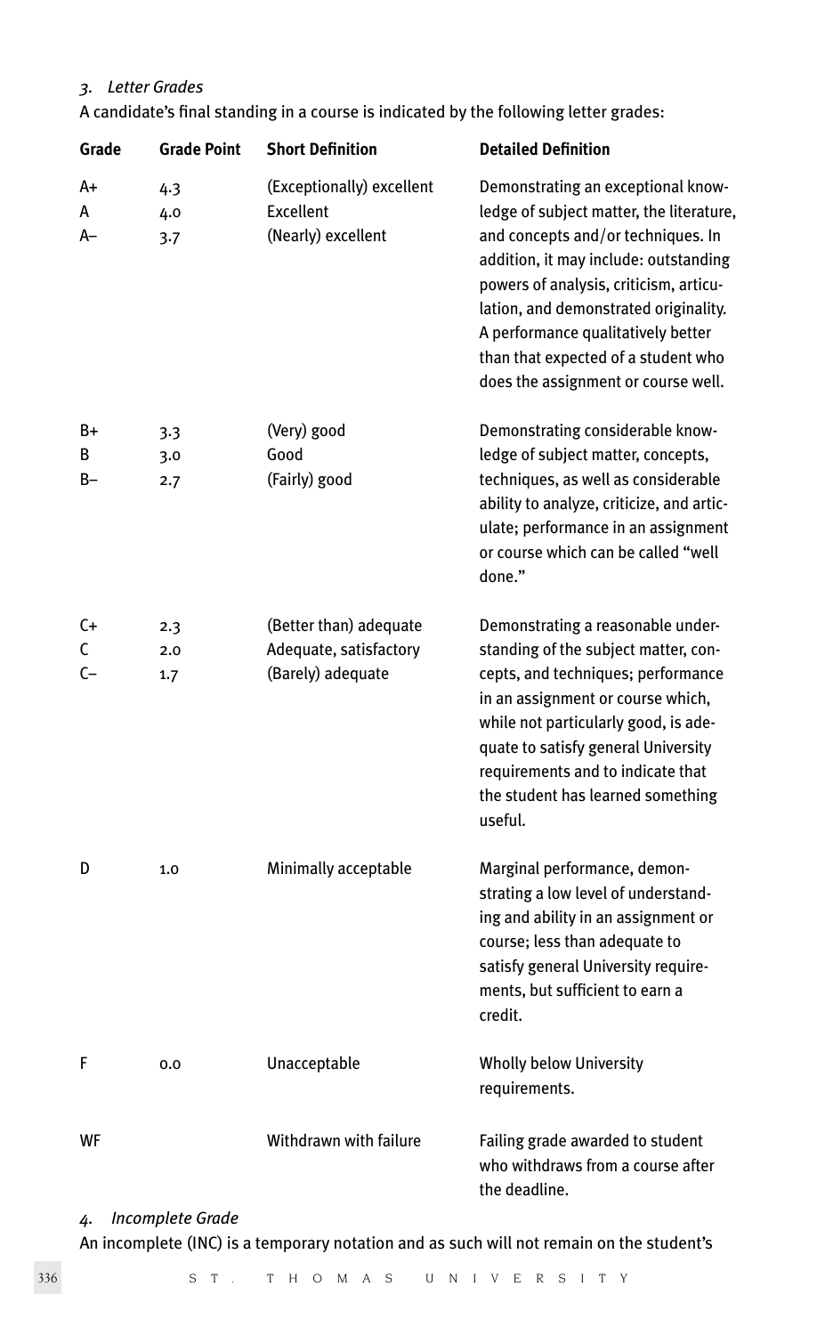*3. Letter Grades*

A candidate's final standing in a course is indicated by the following letter grades:

| Grade | Grade Point | Short Definition | Detailed Definition |
|---|---|---|---|
| A+ | 4.3 | (Exceptionally) excellent | Demonstrating an exceptional knowledge of subject matter, the literature, and concepts and/or techniques. In addition, it may include: outstanding powers of analysis, criticism, articulation, and demonstrated originality. A performance qualitatively better than that expected of a student who does the assignment or course well. |
| A | 4.0 | Excellent | |
| A– | 3.7 | (Nearly) excellent | |
| B+ | 3.3 | (Very) good | Demonstrating considerable knowledge of subject matter, concepts, techniques, as well as considerable ability to analyze, criticize, and articulate; performance in an assignment or course which can be called "well done." |
| B | 3.0 | Good | |
| B– | 2.7 | (Fairly) good | |
| C+ | 2.3 | (Better than) adequate | Demonstrating a reasonable understanding of the subject matter, concepts, and techniques; performance in an assignment or course which, while not particularly good, is adequate to satisfy general University requirements and to indicate that the student has learned something useful. |
| C | 2.0 | Adequate, satisfactory | |
| C– | 1.7 | (Barely) adequate | |
| D | 1.0 | Minimally acceptable | Marginal performance, demonstrating a low level of understanding and ability in an assignment or course; less than adequate to satisfy general University requirements, but sufficient to earn a credit. |
| F | 0.0 | Unacceptable | Wholly below University requirements. |
| WF | | Withdrawn with failure | Failing grade awarded to student who withdraws from a course after the deadline. |

*4. Incomplete Grade*

An incomplete (INC) is a temporary notation and as such will not remain on the student's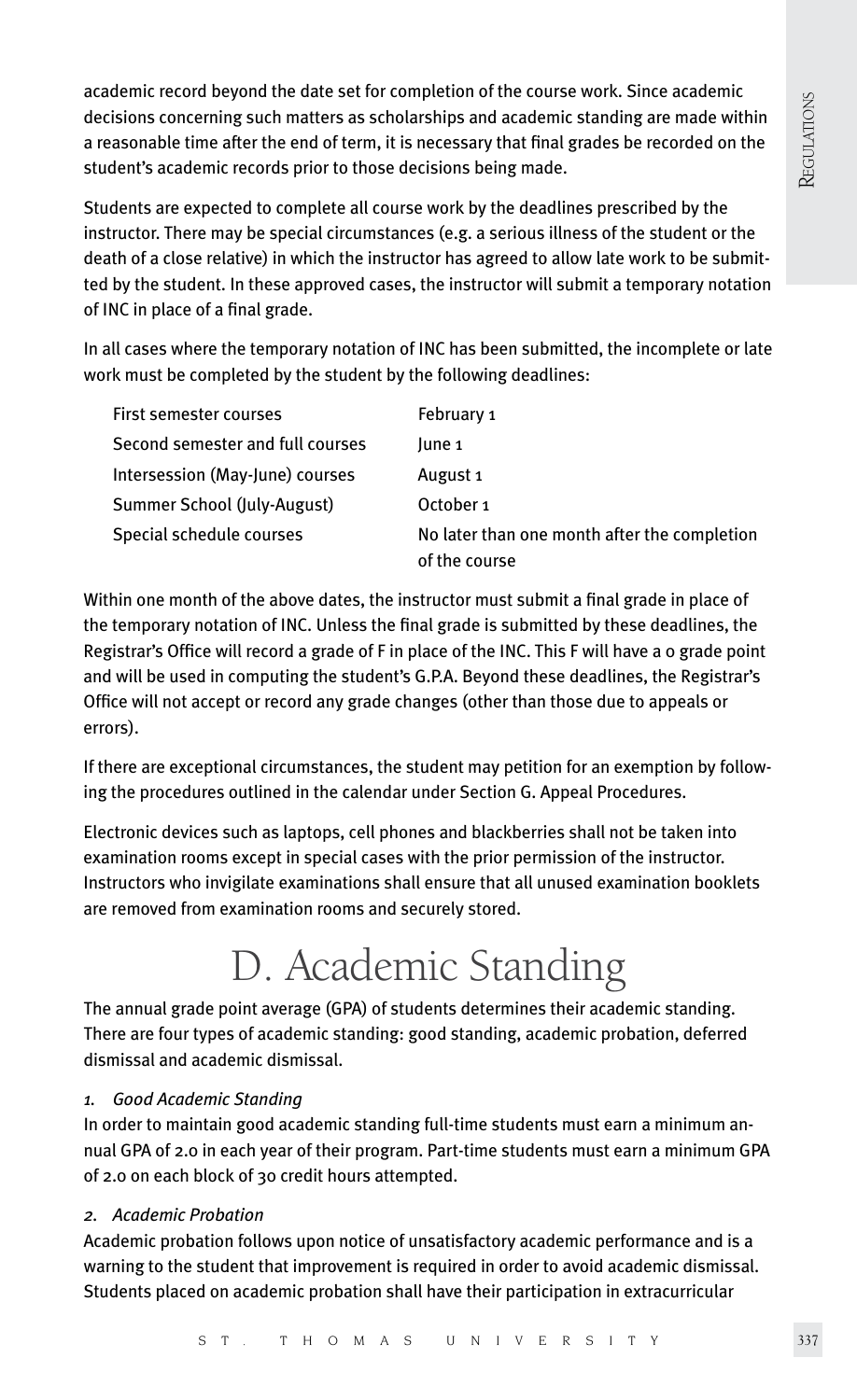academic record beyond the date set for completion of the course work. Since academic decisions concerning such matters as scholarships and academic standing are made within a reasonable time after the end of term, it is necessary that final grades be recorded on the student's academic records prior to those decisions being made.

Students are expected to complete all course work by the deadlines prescribed by the instructor. There may be special circumstances (e.g. a serious illness of the student or the death of a close relative) in which the instructor has agreed to allow late work to be submitted by the student. In these approved cases, the instructor will submit a temporary notation of INC in place of a final grade.

In all cases where the temporary notation of INC has been submitted, the incomplete or late work must be completed by the student by the following deadlines:

| | |
|---|---|
| First semester courses | February 1 |
| Second semester and full courses | June 1 |
| Intersession (May-June) courses | August 1 |
| Summer School (July-August) | October 1 |
| Special schedule courses | No later than one month after the completion of the course |

Within one month of the above dates, the instructor must submit a final grade in place of the temporary notation of INC. Unless the final grade is submitted by these deadlines, the Registrar's Office will record a grade of F in place of the INC. This F will have a 0 grade point and will be used in computing the student's G.P.A. Beyond these deadlines, the Registrar's Office will not accept or record any grade changes (other than those due to appeals or errors).

If there are exceptional circumstances, the student may petition for an exemption by following the procedures outlined in the calendar under Section G. Appeal Procedures.

Electronic devices such as laptops, cell phones and blackberries shall not be taken into examination rooms except in special cases with the prior permission of the instructor. Instructors who invigilate examinations shall ensure that all unused examination booklets are removed from examination rooms and securely stored.

# D. Academic Standing

The annual grade point average (GPA) of students determines their academic standing. There are four types of academic standing: good standing, academic probation, deferred dismissal and academic dismissal.

*1. Good Academic Standing*

In order to maintain good academic standing full-time students must earn a minimum annual GPA of 2.0 in each year of their program. Part-time students must earn a minimum GPA of 2.0 on each block of 30 credit hours attempted.

*2. Academic Probation*

Academic probation follows upon notice of unsatisfactory academic performance and is a warning to the student that improvement is required in order to avoid academic dismissal. Students placed on academic probation shall have their participation in extracurricular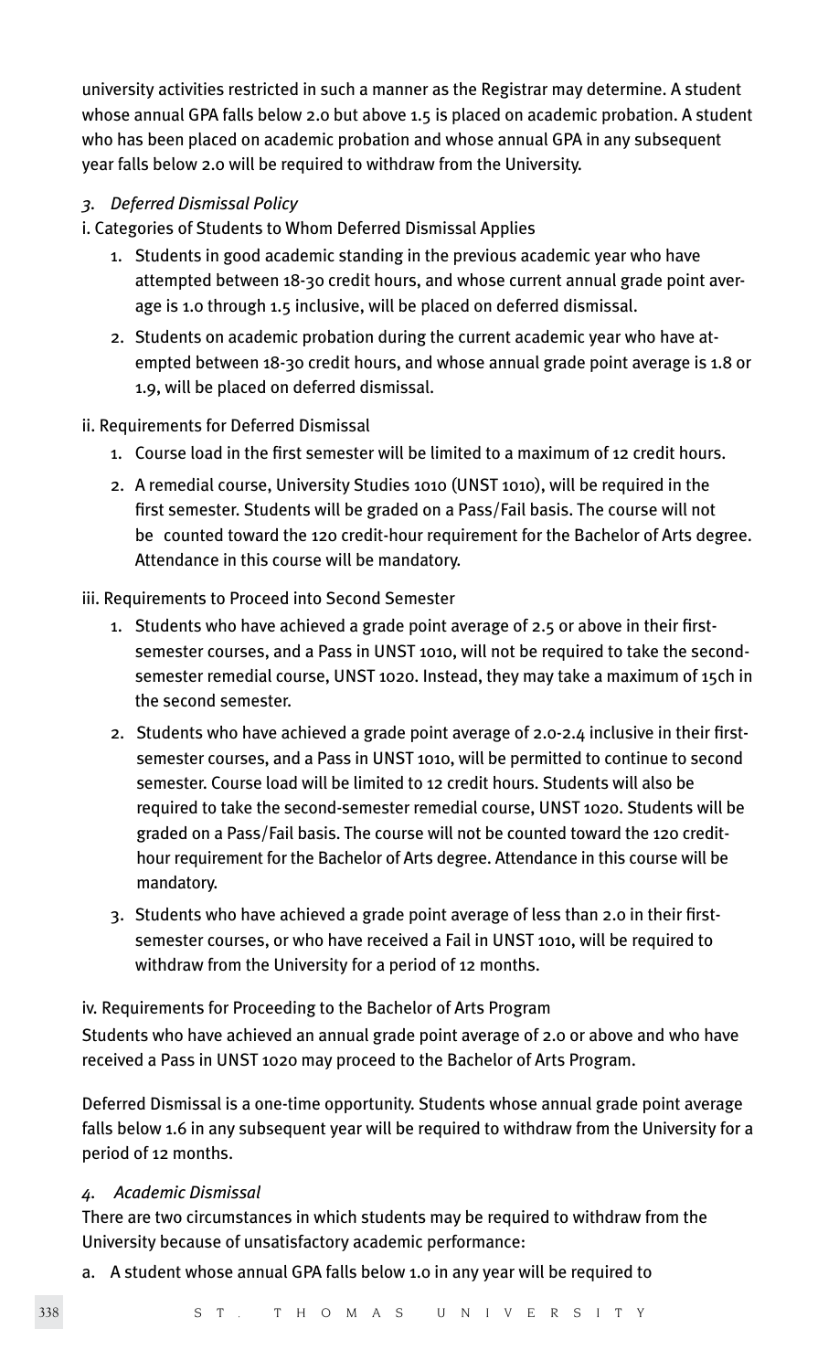university activities restricted in such a manner as the Registrar may determine. A student whose annual GPA falls below 2.0 but above 1.5 is placed on academic probation. A student who has been placed on academic probation and whose annual GPA in any subsequent year falls below 2.0 will be required to withdraw from the University.

*3. Deferred Dismissal Policy*

i. Categories of Students to Whom Deferred Dismissal Applies

1. Students in good academic standing in the previous academic year who have attempted between 18-30 credit hours, and whose current annual grade point average is 1.0 through 1.5 inclusive, will be placed on deferred dismissal.
2. Students on academic probation during the current academic year who have attempted between 18-30 credit hours, and whose annual grade point average is 1.8 or 1.9, will be placed on deferred dismissal.

ii. Requirements for Deferred Dismissal

1. Course load in the first semester will be limited to a maximum of 12 credit hours.
2. A remedial course, University Studies 1010 (UNST 1010), will be required in the first semester. Students will be graded on a Pass/Fail basis. The course will not be counted toward the 120 credit-hour requirement for the Bachelor of Arts degree. Attendance in this course will be mandatory.

iii. Requirements to Proceed into Second Semester

1. Students who have achieved a grade point average of 2.5 or above in their first-semester courses, and a Pass in UNST 1010, will not be required to take the second-semester remedial course, UNST 1020. Instead, they may take a maximum of 15ch in the second semester.
2. Students who have achieved a grade point average of 2.0-2.4 inclusive in their first-semester courses, and a Pass in UNST 1010, will be permitted to continue to second semester. Course load will be limited to 12 credit hours. Students will also be required to take the second-semester remedial course, UNST 1020. Students will be graded on a Pass/Fail basis. The course will not be counted toward the 120 credit-hour requirement for the Bachelor of Arts degree. Attendance in this course will be mandatory.
3. Students who have achieved a grade point average of less than 2.0 in their first-semester courses, or who have received a Fail in UNST 1010, will be required to withdraw from the University for a period of 12 months.

iv. Requirements for Proceeding to the Bachelor of Arts Program

Students who have achieved an annual grade point average of 2.0 or above and who have received a Pass in UNST 1020 may proceed to the Bachelor of Arts Program.

Deferred Dismissal is a one-time opportunity. Students whose annual grade point average falls below 1.6 in any subsequent year will be required to withdraw from the University for a period of 12 months.

*4. Academic Dismissal*

There are two circumstances in which students may be required to withdraw from the University because of unsatisfactory academic performance:

a. A student whose annual GPA falls below 1.0 in any year will be required to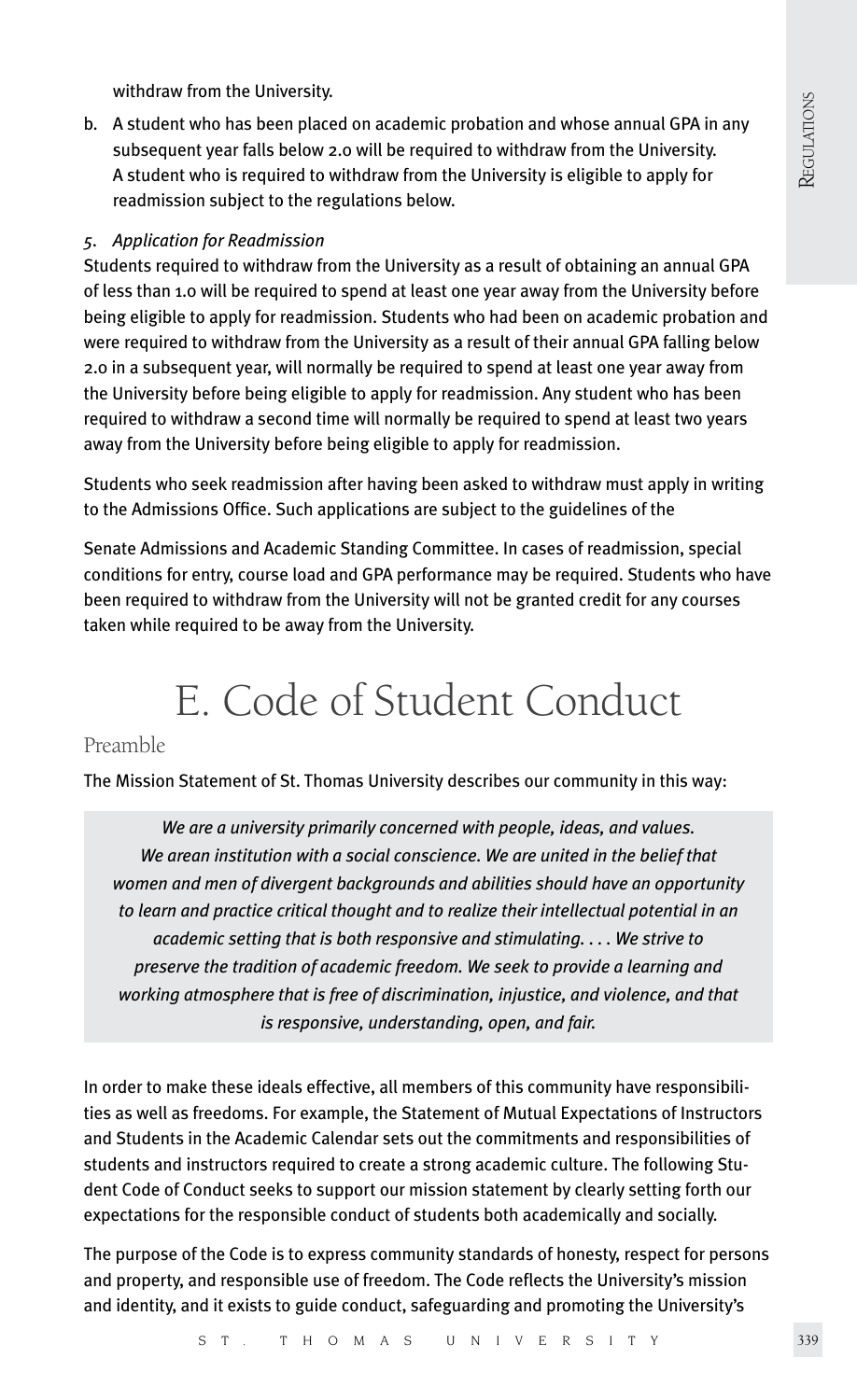withdraw from the University.

b. A student who has been placed on academic probation and whose annual GPA in any subsequent year falls below 2.0 will be required to withdraw from the University. A student who is required to withdraw from the University is eligible to apply for readmission subject to the regulations below.

5. *Application for Readmission*

Students required to withdraw from the University as a result of obtaining an annual GPA of less than 1.0 will be required to spend at least one year away from the University before being eligible to apply for readmission. Students who had been on academic probation and were required to withdraw from the University as a result of their annual GPA falling below 2.0 in a subsequent year, will normally be required to spend at least one year away from the University before being eligible to apply for readmission. Any student who has been required to withdraw a second time will normally be required to spend at least two years away from the University before being eligible to apply for readmission.

Students who seek readmission after having been asked to withdraw must apply in writing to the Admissions Office. Such applications are subject to the guidelines of the

Senate Admissions and Academic Standing Committee. In cases of readmission, special conditions for entry, course load and GPA performance may be required. Students who have been required to withdraw from the University will not be granted credit for any courses taken while required to be away from the University.

# E. Code of Student Conduct

## Preamble

The Mission Statement of St. Thomas University describes our community in this way:

> *We are a university primarily concerned with people, ideas, and values. We arean institution with a social conscience. We are united in the belief that women and men of divergent backgrounds and abilities should have an opportunity to learn and practice critical thought and to realize their intellectual potential in an academic setting that is both responsive and stimulating. . . . We strive to preserve the tradition of academic freedom. We seek to provide a learning and working atmosphere that is free of discrimination, injustice, and violence, and that is responsive, understanding, open, and fair.*

In order to make these ideals effective, all members of this community have responsibilities as well as freedoms. For example, the Statement of Mutual Expectations of Instructors and Students in the Academic Calendar sets out the commitments and responsibilities of students and instructors required to create a strong academic culture. The following Student Code of Conduct seeks to support our mission statement by clearly setting forth our expectations for the responsible conduct of students both academically and socially.

The purpose of the Code is to express community standards of honesty, respect for persons and property, and responsible use of freedom. The Code reflects the University's mission and identity, and it exists to guide conduct, safeguarding and promoting the University's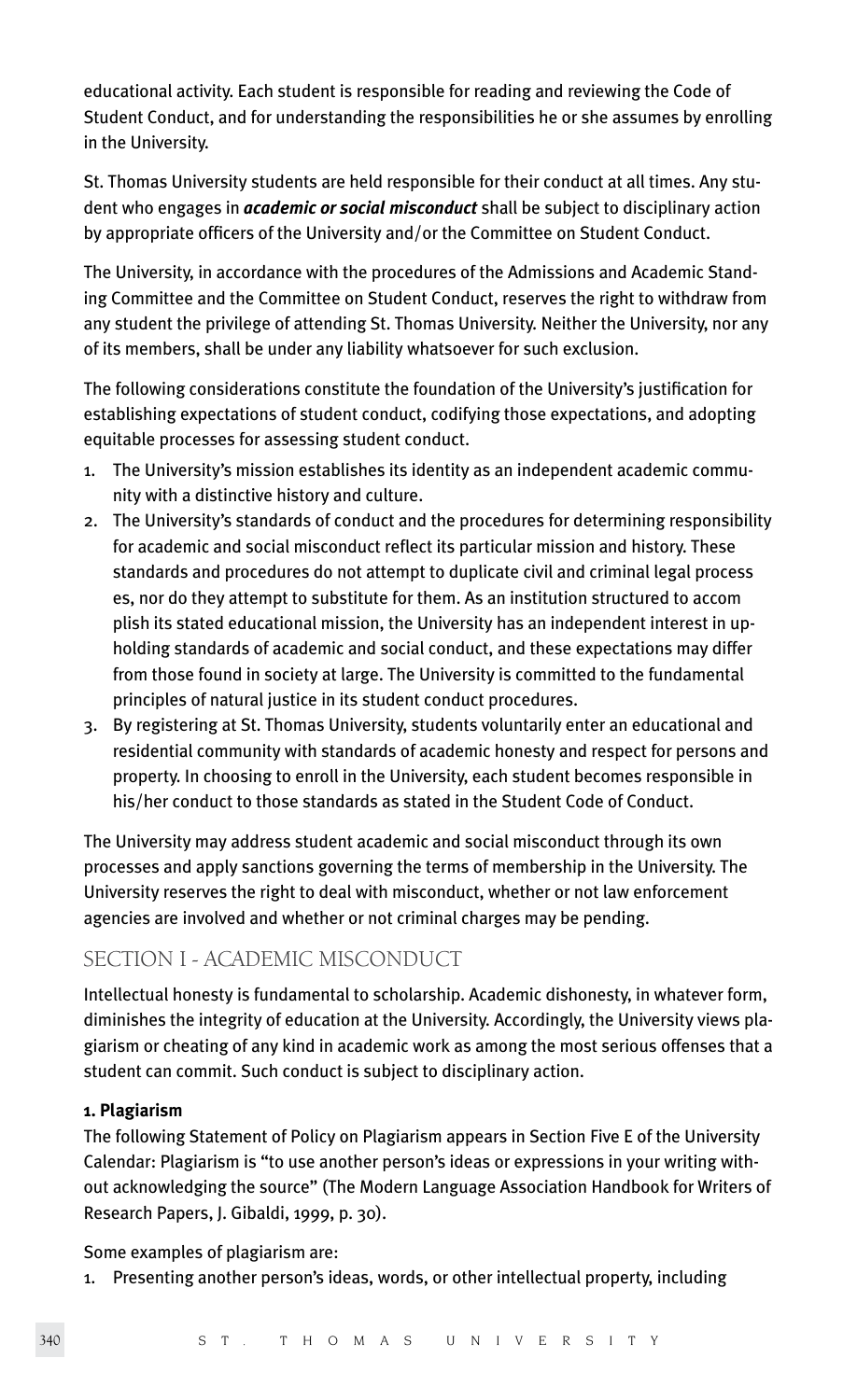educational activity. Each student is responsible for reading and reviewing the Code of Student Conduct, and for understanding the responsibilities he or she assumes by enrolling in the University.

St. Thomas University students are held responsible for their conduct at all times. Any student who engages in ***academic or social misconduct*** shall be subject to disciplinary action by appropriate officers of the University and/or the Committee on Student Conduct.

The University, in accordance with the procedures of the Admissions and Academic Standing Committee and the Committee on Student Conduct, reserves the right to withdraw from any student the privilege of attending St. Thomas University. Neither the University, nor any of its members, shall be under any liability whatsoever for such exclusion.

The following considerations constitute the foundation of the University's justification for establishing expectations of student conduct, codifying those expectations, and adopting equitable processes for assessing student conduct.

1. The University's mission establishes its identity as an independent academic community with a distinctive history and culture.
2. The University's standards of conduct and the procedures for determining responsibility for academic and social misconduct reflect its particular mission and history. These standards and procedures do not attempt to duplicate civil and criminal legal processes, nor do they attempt to substitute for them. As an institution structured to accomplish its stated educational mission, the University has an independent interest in upholding standards of academic and social conduct, and these expectations may differ from those found in society at large. The University is committed to the fundamental principles of natural justice in its student conduct procedures.
3. By registering at St. Thomas University, students voluntarily enter an educational and residential community with standards of academic honesty and respect for persons and property. In choosing to enroll in the University, each student becomes responsible in his/her conduct to those standards as stated in the Student Code of Conduct.

The University may address student academic and social misconduct through its own processes and apply sanctions governing the terms of membership in the University. The University reserves the right to deal with misconduct, whether or not law enforcement agencies are involved and whether or not criminal charges may be pending.

## SECTION I - ACADEMIC MISCONDUCT

Intellectual honesty is fundamental to scholarship. Academic dishonesty, in whatever form, diminishes the integrity of education at the University. Accordingly, the University views plagiarism or cheating of any kind in academic work as among the most serious offenses that a student can commit. Such conduct is subject to disciplinary action.

### 1. Plagiarism

The following Statement of Policy on Plagiarism appears in Section Five E of the University Calendar: Plagiarism is "to use another person's ideas or expressions in your writing without acknowledging the source" (The Modern Language Association Handbook for Writers of Research Papers, J. Gibaldi, 1999, p. 30).

Some examples of plagiarism are:

1. Presenting another person's ideas, words, or other intellectual property, including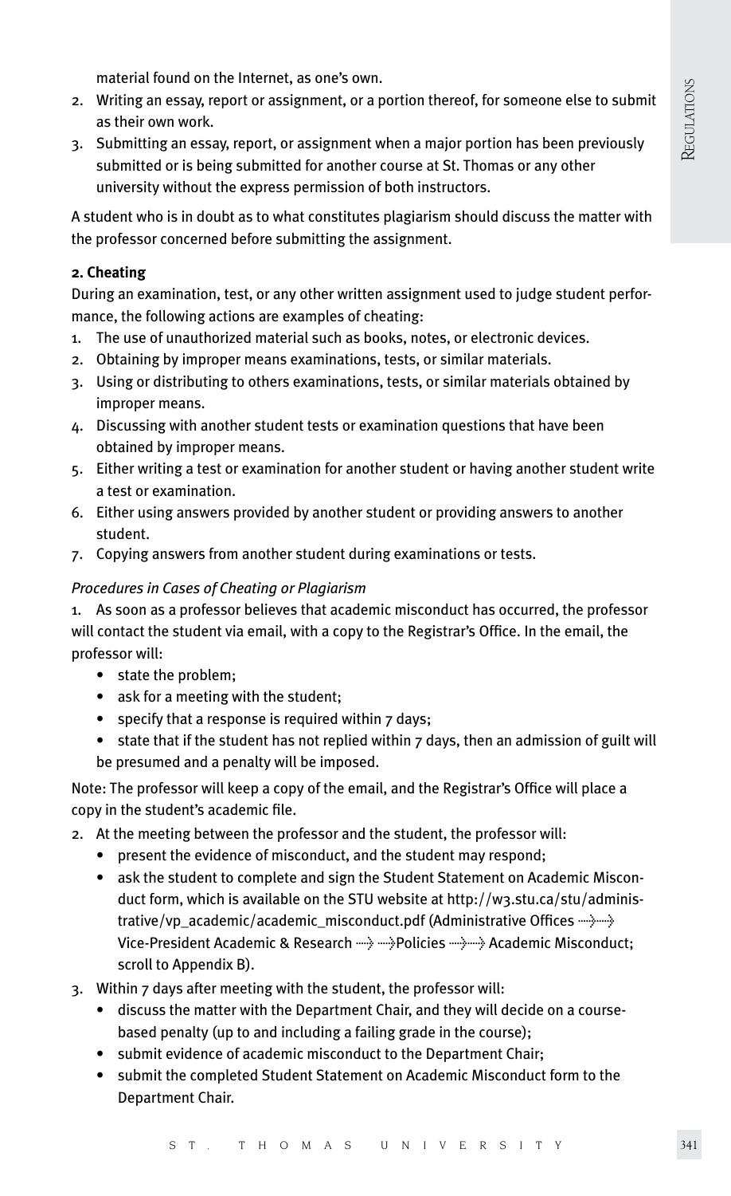material found on the Internet, as one's own.

2. Writing an essay, report or assignment, or a portion thereof, for someone else to submit as their own work.
3. Submitting an essay, report, or assignment when a major portion has been previously submitted or is being submitted for another course at St. Thomas or any other university without the express permission of both instructors.

A student who is in doubt as to what constitutes plagiarism should discuss the matter with the professor concerned before submitting the assignment.

**2. Cheating**

During an examination, test, or any other written assignment used to judge student performance, the following actions are examples of cheating:

1. The use of unauthorized material such as books, notes, or electronic devices.
2. Obtaining by improper means examinations, tests, or similar materials.
3. Using or distributing to others examinations, tests, or similar materials obtained by improper means.
4. Discussing with another student tests or examination questions that have been obtained by improper means.
5. Either writing a test or examination for another student or having another student write a test or examination.
6. Either using answers provided by another student or providing answers to another student.
7. Copying answers from another student during examinations or tests.

*Procedures in Cases of Cheating or Plagiarism*

1. As soon as a professor believes that academic misconduct has occurred, the professor will contact the student via email, with a copy to the Registrar's Office. In the email, the professor will:
   - state the problem;
   - ask for a meeting with the student;
   - specify that a response is required within 7 days;
   - state that if the student has not replied within 7 days, then an admission of guilt will be presumed and a penalty will be imposed.

Note: The professor will keep a copy of the email, and the Registrar's Office will place a copy in the student's academic file.

2. At the meeting between the professor and the student, the professor will:
   - present the evidence of misconduct, and the student may respond;
   - ask the student to complete and sign the Student Statement on Academic Misconduct form, which is available on the STU website at http://w3.stu.ca/stu/administrative/vp_academic/academic_misconduct.pdf (Administrative Offices → Vice-President Academic & Research → Policies → Academic Misconduct; scroll to Appendix B).
3. Within 7 days after meeting with the student, the professor will:
   - discuss the matter with the Department Chair, and they will decide on a course-based penalty (up to and including a failing grade in the course);
   - submit evidence of academic misconduct to the Department Chair;
   - submit the completed Student Statement on Academic Misconduct form to the Department Chair.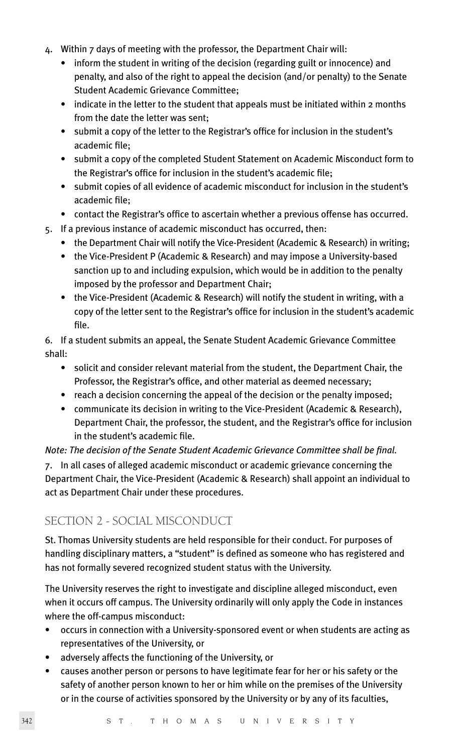4. Within 7 days of meeting with the professor, the Department Chair will:
    - inform the student in writing of the decision (regarding guilt or innocence) and penalty, and also of the right to appeal the decision (and/or penalty) to the Senate Student Academic Grievance Committee;
    - indicate in the letter to the student that appeals must be initiated within 2 months from the date the letter was sent;
    - submit a copy of the letter to the Registrar's office for inclusion in the student's academic file;
    - submit a copy of the completed Student Statement on Academic Misconduct form to the Registrar's office for inclusion in the student's academic file;
    - submit copies of all evidence of academic misconduct for inclusion in the student's academic file;
    - contact the Registrar's office to ascertain whether a previous offense has occurred.
5. If a previous instance of academic misconduct has occurred, then:
    - the Department Chair will notify the Vice-President (Academic & Research) in writing;
    - the Vice-President P (Academic & Research) and may impose a University-based sanction up to and including expulsion, which would be in addition to the penalty imposed by the professor and Department Chair;
    - the Vice-President (Academic & Research) will notify the student in writing, with a copy of the letter sent to the Registrar's office for inclusion in the student's academic file.

6. If a student submits an appeal, the Senate Student Academic Grievance Committee shall:

- solicit and consider relevant material from the student, the Department Chair, the Professor, the Registrar's office, and other material as deemed necessary;
- reach a decision concerning the appeal of the decision or the penalty imposed;
- communicate its decision in writing to the Vice-President (Academic & Research), Department Chair, the professor, the student, and the Registrar's office for inclusion in the student's academic file.

*Note: The decision of the Senate Student Academic Grievance Committee shall be final.*

7. In all cases of alleged academic misconduct or academic grievance concerning the Department Chair, the Vice-President (Academic & Research) shall appoint an individual to act as Department Chair under these procedures.

## SECTION 2 - SOCIAL MISCONDUCT

St. Thomas University students are held responsible for their conduct. For purposes of handling disciplinary matters, a "student" is defined as someone who has registered and has not formally severed recognized student status with the University.

The University reserves the right to investigate and discipline alleged misconduct, even when it occurs off campus. The University ordinarily will only apply the Code in instances where the off-campus misconduct:

- occurs in connection with a University-sponsored event or when students are acting as representatives of the University, or
- adversely affects the functioning of the University, or
- causes another person or persons to have legitimate fear for her or his safety or the safety of another person known to her or him while on the premises of the University or in the course of activities sponsored by the University or by any of its faculties,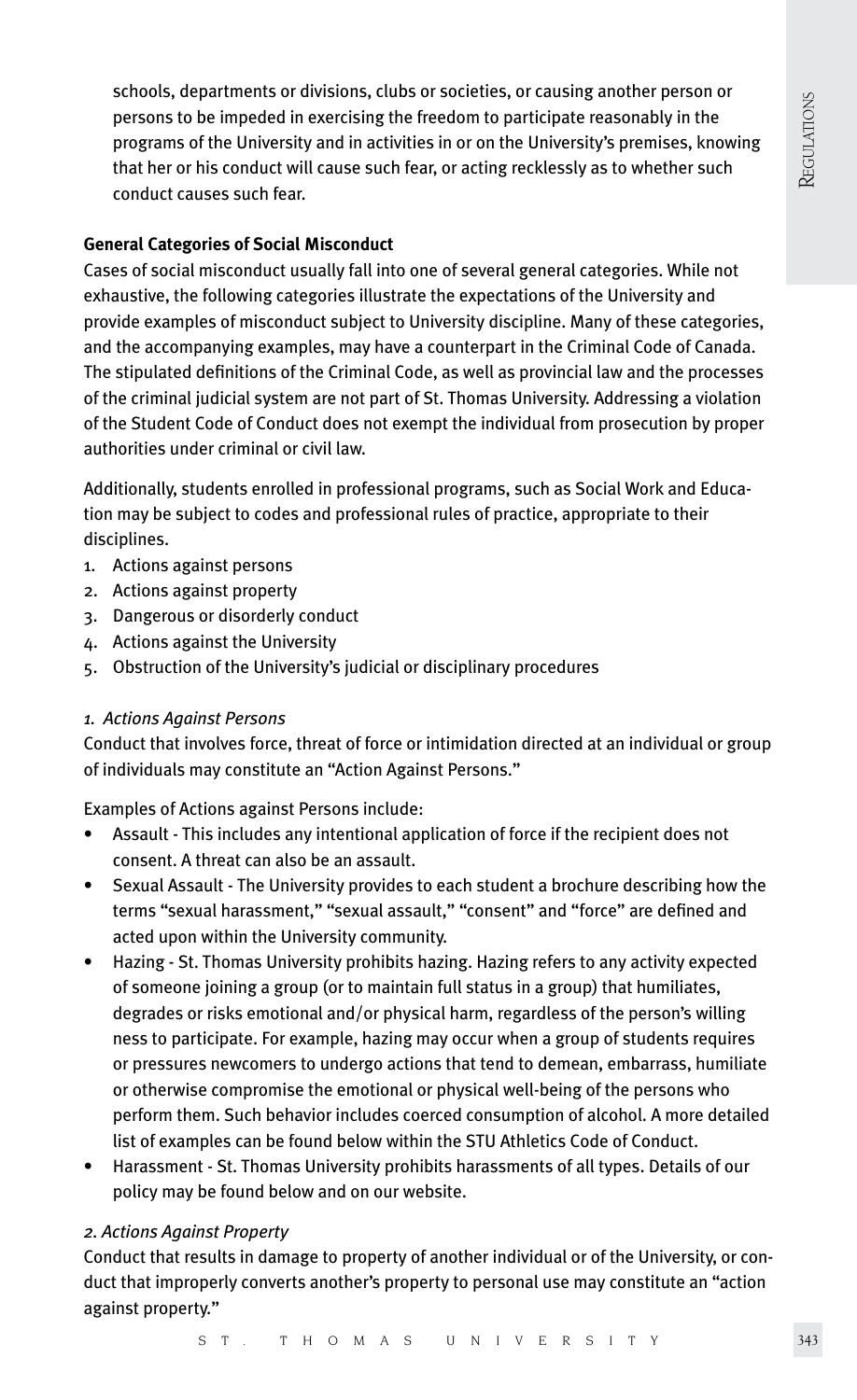schools, departments or divisions, clubs or societies, or causing another person or persons to be impeded in exercising the freedom to participate reasonably in the programs of the University and in activities in or on the University's premises, knowing that her or his conduct will cause such fear, or acting recklessly as to whether such conduct causes such fear.

**General Categories of Social Misconduct**

Cases of social misconduct usually fall into one of several general categories. While not exhaustive, the following categories illustrate the expectations of the University and provide examples of misconduct subject to University discipline. Many of these categories, and the accompanying examples, may have a counterpart in the Criminal Code of Canada. The stipulated definitions of the Criminal Code, as well as provincial law and the processes of the criminal judicial system are not part of St. Thomas University. Addressing a violation of the Student Code of Conduct does not exempt the individual from prosecution by proper authorities under criminal or civil law.

Additionally, students enrolled in professional programs, such as Social Work and Education may be subject to codes and professional rules of practice, appropriate to their disciplines.

1. Actions against persons
2. Actions against property
3. Dangerous or disorderly conduct
4. Actions against the University
5. Obstruction of the University's judicial or disciplinary procedures

*1. Actions Against Persons*

Conduct that involves force, threat of force or intimidation directed at an individual or group of individuals may constitute an "Action Against Persons."

Examples of Actions against Persons include:

- Assault - This includes any intentional application of force if the recipient does not consent. A threat can also be an assault.
- Sexual Assault - The University provides to each student a brochure describing how the terms "sexual harassment," "sexual assault," "consent" and "force" are defined and acted upon within the University community.
- Hazing - St. Thomas University prohibits hazing. Hazing refers to any activity expected of someone joining a group (or to maintain full status in a group) that humiliates, degrades or risks emotional and/or physical harm, regardless of the person's willing ness to participate. For example, hazing may occur when a group of students requires or pressures newcomers to undergo actions that tend to demean, embarrass, humiliate or otherwise compromise the emotional or physical well-being of the persons who perform them. Such behavior includes coerced consumption of alcohol. A more detailed list of examples can be found below within the STU Athletics Code of Conduct.
- Harassment - St. Thomas University prohibits harassments of all types. Details of our policy may be found below and on our website.

*2. Actions Against Property*

Conduct that results in damage to property of another individual or of the University, or conduct that improperly converts another's property to personal use may constitute an "action against property."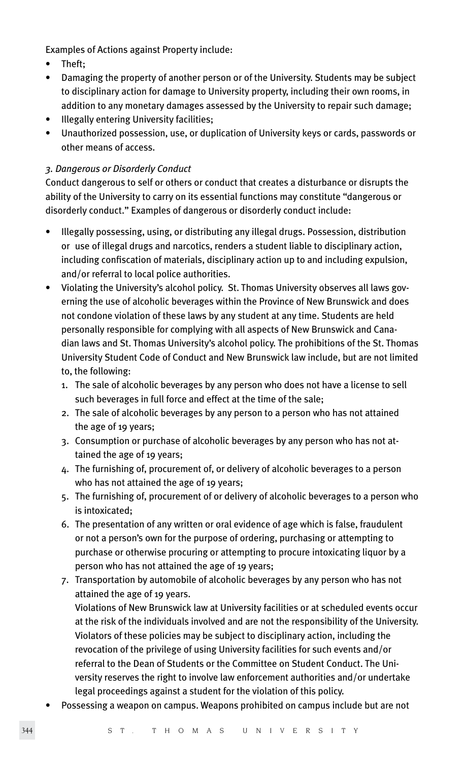Examples of Actions against Property include:

- Theft;
- Damaging the property of another person or of the University. Students may be subject to disciplinary action for damage to University property, including their own rooms, in addition to any monetary damages assessed by the University to repair such damage;
- Illegally entering University facilities;
- Unauthorized possession, use, or duplication of University keys or cards, passwords or other means of access.

*3. Dangerous or Disorderly Conduct*

Conduct dangerous to self or others or conduct that creates a disturbance or disrupts the ability of the University to carry on its essential functions may constitute "dangerous or disorderly conduct." Examples of dangerous or disorderly conduct include:

- Illegally possessing, using, or distributing any illegal drugs. Possession, distribution or use of illegal drugs and narcotics, renders a student liable to disciplinary action, including confiscation of materials, disciplinary action up to and including expulsion, and/or referral to local police authorities.
- Violating the University's alcohol policy. St. Thomas University observes all laws governing the use of alcoholic beverages within the Province of New Brunswick and does not condone violation of these laws by any student at any time. Students are held personally responsible for complying with all aspects of New Brunswick and Canadian laws and St. Thomas University's alcohol policy. The prohibitions of the St. Thomas University Student Code of Conduct and New Brunswick law include, but are not limited to, the following:
  1. The sale of alcoholic beverages by any person who does not have a license to sell such beverages in full force and effect at the time of the sale;
  2. The sale of alcoholic beverages by any person to a person who has not attained the age of 19 years;
  3. Consumption or purchase of alcoholic beverages by any person who has not attained the age of 19 years;
  4. The furnishing of, procurement of, or delivery of alcoholic beverages to a person who has not attained the age of 19 years;
  5. The furnishing of, procurement of or delivery of alcoholic beverages to a person who is intoxicated;
  6. The presentation of any written or oral evidence of age which is false, fraudulent or not a person's own for the purpose of ordering, purchasing or attempting to purchase or otherwise procuring or attempting to procure intoxicating liquor by a person who has not attained the age of 19 years;
  7. Transportation by automobile of alcoholic beverages by any person who has not attained the age of 19 years.

  Violations of New Brunswick law at University facilities or at scheduled events occur at the risk of the individuals involved and are not the responsibility of the University. Violators of these policies may be subject to disciplinary action, including the revocation of the privilege of using University facilities for such events and/or referral to the Dean of Students or the Committee on Student Conduct. The University reserves the right to involve law enforcement authorities and/or undertake legal proceedings against a student for the violation of this policy.
- Possessing a weapon on campus. Weapons prohibited on campus include but are not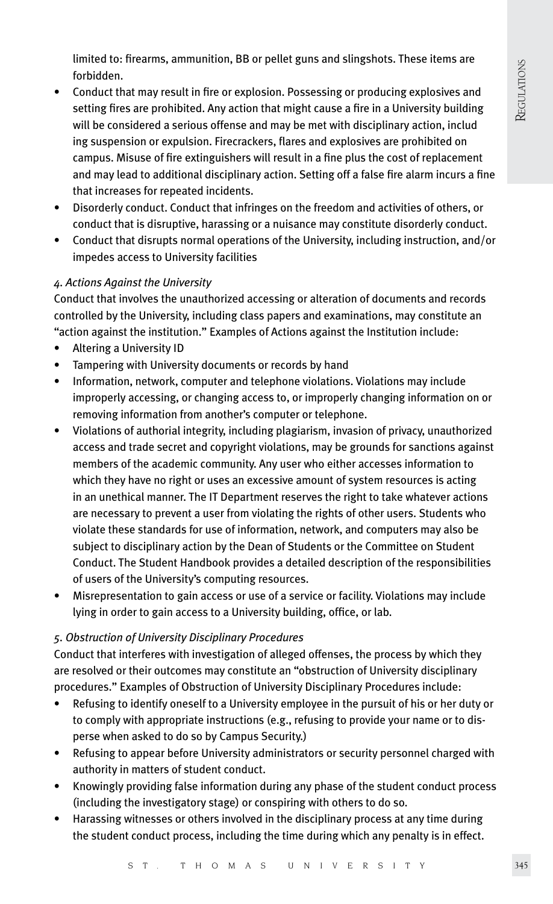limited to: firearms, ammunition, BB or pellet guns and slingshots. These items are forbidden.

- Conduct that may result in fire or explosion. Possessing or producing explosives and setting fires are prohibited. Any action that might cause a fire in a University building will be considered a serious offense and may be met with disciplinary action, includ ing suspension or expulsion. Firecrackers, flares and explosives are prohibited on campus. Misuse of fire extinguishers will result in a fine plus the cost of replacement and may lead to additional disciplinary action. Setting off a false fire alarm incurs a fine that increases for repeated incidents.
- Disorderly conduct. Conduct that infringes on the freedom and activities of others, or conduct that is disruptive, harassing or a nuisance may constitute disorderly conduct.
- Conduct that disrupts normal operations of the University, including instruction, and/or impedes access to University facilities

*4. Actions Against the University*

Conduct that involves the unauthorized accessing or alteration of documents and records controlled by the University, including class papers and examinations, may constitute an "action against the institution." Examples of Actions against the Institution include:

- Altering a University ID
- Tampering with University documents or records by hand
- Information, network, computer and telephone violations. Violations may include improperly accessing, or changing access to, or improperly changing information on or removing information from another's computer or telephone.
- Violations of authorial integrity, including plagiarism, invasion of privacy, unauthorized access and trade secret and copyright violations, may be grounds for sanctions against members of the academic community. Any user who either accesses information to which they have no right or uses an excessive amount of system resources is acting in an unethical manner. The IT Department reserves the right to take whatever actions are necessary to prevent a user from violating the rights of other users. Students who violate these standards for use of information, network, and computers may also be subject to disciplinary action by the Dean of Students or the Committee on Student Conduct. The Student Handbook provides a detailed description of the responsibilities of users of the University's computing resources.
- Misrepresentation to gain access or use of a service or facility. Violations may include lying in order to gain access to a University building, office, or lab.

*5. Obstruction of University Disciplinary Procedures*

Conduct that interferes with investigation of alleged offenses, the process by which they are resolved or their outcomes may constitute an "obstruction of University disciplinary procedures." Examples of Obstruction of University Disciplinary Procedures include:

- Refusing to identify oneself to a University employee in the pursuit of his or her duty or to comply with appropriate instructions (e.g., refusing to provide your name or to disperse when asked to do so by Campus Security.)
- Refusing to appear before University administrators or security personnel charged with authority in matters of student conduct.
- Knowingly providing false information during any phase of the student conduct process (including the investigatory stage) or conspiring with others to do so.
- Harassing witnesses or others involved in the disciplinary process at any time during the student conduct process, including the time during which any penalty is in effect.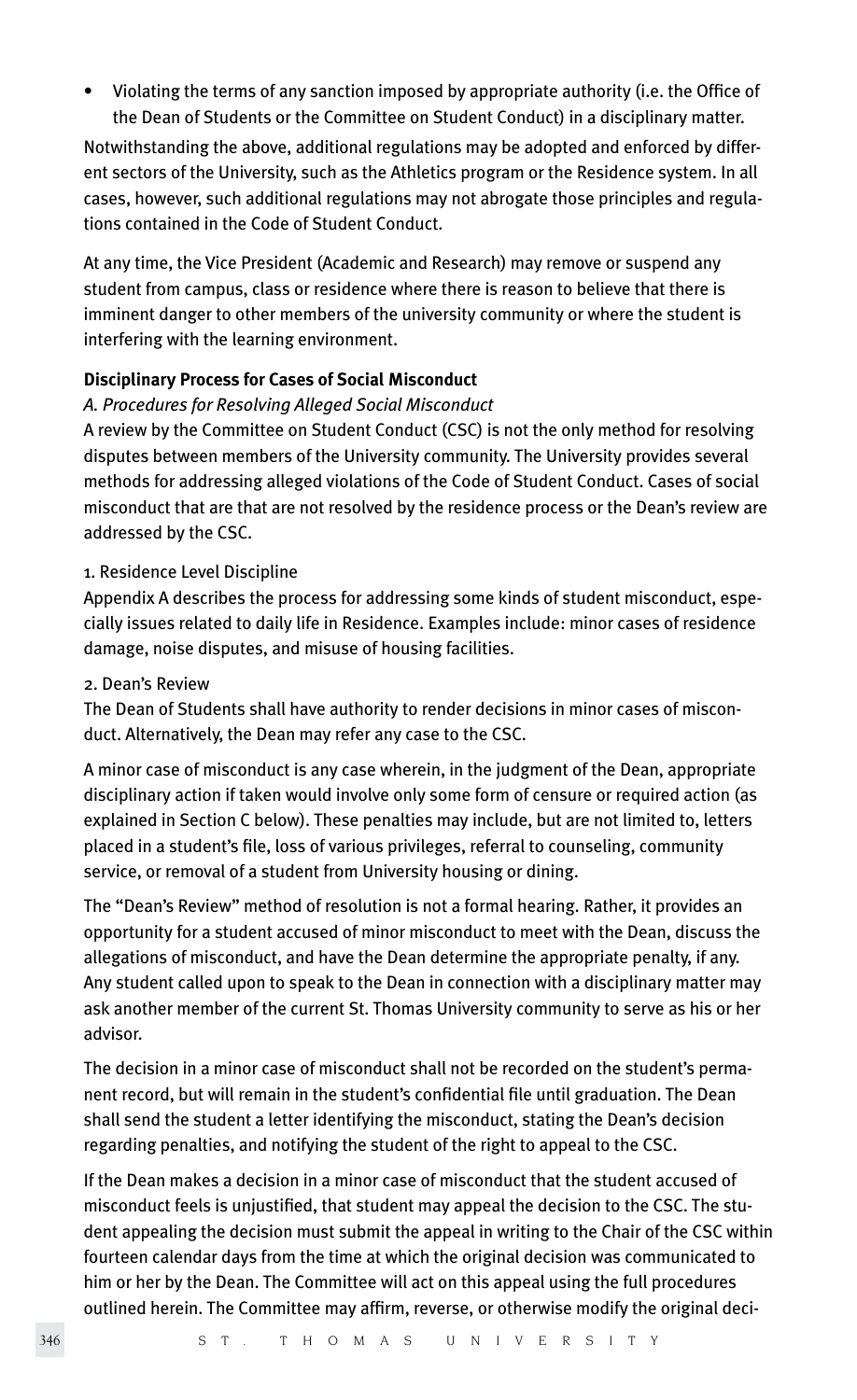- Violating the terms of any sanction imposed by appropriate authority (i.e. the Office of the Dean of Students or the Committee on Student Conduct) in a disciplinary matter.

Notwithstanding the above, additional regulations may be adopted and enforced by different sectors of the University, such as the Athletics program or the Residence system. In all cases, however, such additional regulations may not abrogate those principles and regulations contained in the Code of Student Conduct.

At any time, the Vice President (Academic and Research) may remove or suspend any student from campus, class or residence where there is reason to believe that there is imminent danger to other members of the university community or where the student is interfering with the learning environment.

**Disciplinary Process for Cases of Social Misconduct**

*A. Procedures for Resolving Alleged Social Misconduct*

A review by the Committee on Student Conduct (CSC) is not the only method for resolving disputes between members of the University community. The University provides several methods for addressing alleged violations of the Code of Student Conduct. Cases of social misconduct that are that are not resolved by the residence process or the Dean's review are addressed by the CSC.

1. Residence Level Discipline

Appendix A describes the process for addressing some kinds of student misconduct, especially issues related to daily life in Residence. Examples include: minor cases of residence damage, noise disputes, and misuse of housing facilities.

2. Dean's Review

The Dean of Students shall have authority to render decisions in minor cases of misconduct. Alternatively, the Dean may refer any case to the CSC.

A minor case of misconduct is any case wherein, in the judgment of the Dean, appropriate disciplinary action if taken would involve only some form of censure or required action (as explained in Section C below). These penalties may include, but are not limited to, letters placed in a student's file, loss of various privileges, referral to counseling, community service, or removal of a student from University housing or dining.

The "Dean's Review" method of resolution is not a formal hearing. Rather, it provides an opportunity for a student accused of minor misconduct to meet with the Dean, discuss the allegations of misconduct, and have the Dean determine the appropriate penalty, if any. Any student called upon to speak to the Dean in connection with a disciplinary matter may ask another member of the current St. Thomas University community to serve as his or her advisor.

The decision in a minor case of misconduct shall not be recorded on the student's permanent record, but will remain in the student's confidential file until graduation. The Dean shall send the student a letter identifying the misconduct, stating the Dean's decision regarding penalties, and notifying the student of the right to appeal to the CSC.

If the Dean makes a decision in a minor case of misconduct that the student accused of misconduct feels is unjustified, that student may appeal the decision to the CSC. The student appealing the decision must submit the appeal in writing to the Chair of the CSC within fourteen calendar days from the time at which the original decision was communicated to him or her by the Dean. The Committee will act on this appeal using the full procedures outlined herein. The Committee may affirm, reverse, or otherwise modify the original deci-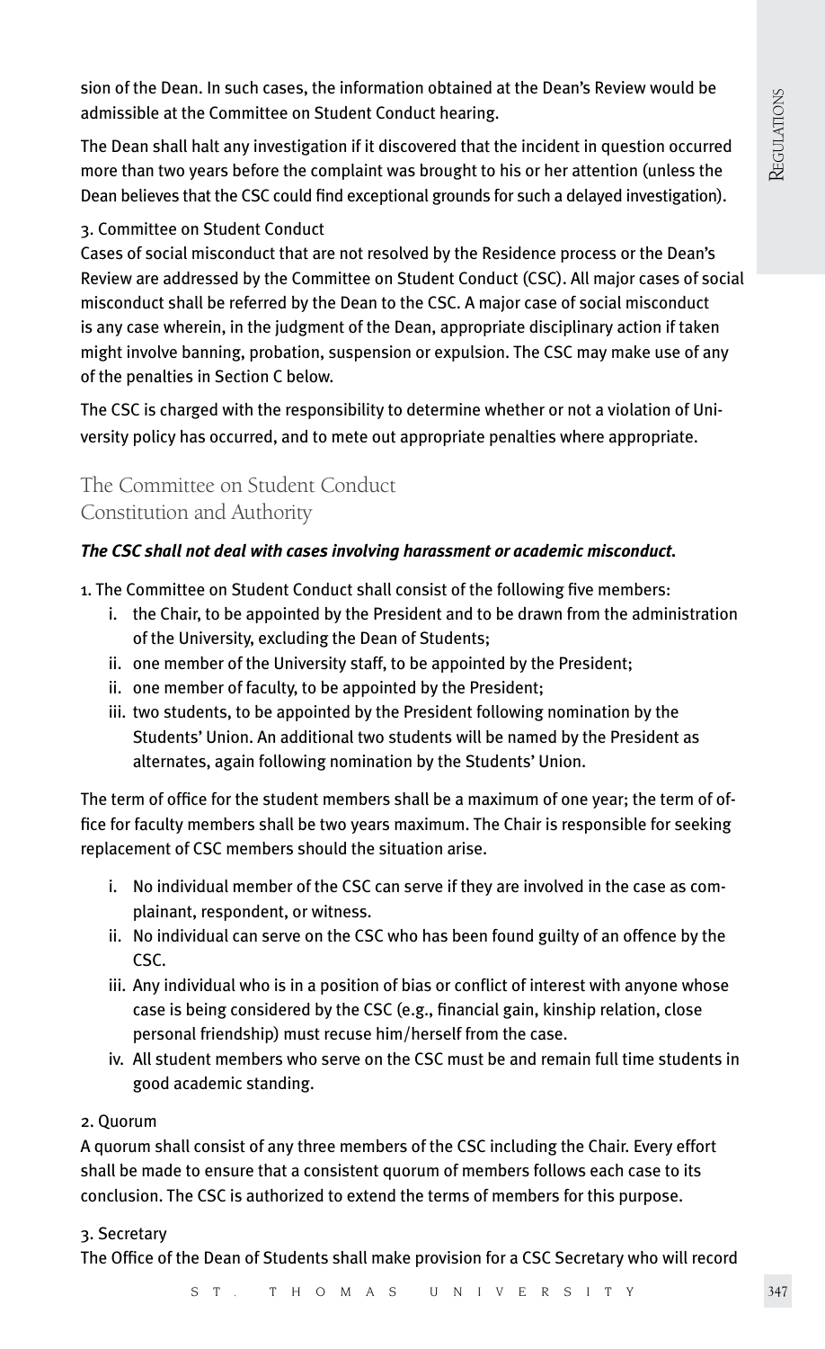sion of the Dean. In such cases, the information obtained at the Dean's Review would be admissible at the Committee on Student Conduct hearing.

The Dean shall halt any investigation if it discovered that the incident in question occurred more than two years before the complaint was brought to his or her attention (unless the Dean believes that the CSC could find exceptional grounds for such a delayed investigation).

3. Committee on Student Conduct
Cases of social misconduct that are not resolved by the Residence process or the Dean's Review are addressed by the Committee on Student Conduct (CSC). All major cases of social misconduct shall be referred by the Dean to the CSC. A major case of social misconduct is any case wherein, in the judgment of the Dean, appropriate disciplinary action if taken might involve banning, probation, suspension or expulsion. The CSC may make use of any of the penalties in Section C below.

The CSC is charged with the responsibility to determine whether or not a violation of University policy has occurred, and to mete out appropriate penalties where appropriate.

## The Committee on Student Conduct Constitution and Authority

***The CSC shall not deal with cases involving harassment or academic misconduct.***

1. The Committee on Student Conduct shall consist of the following five members:
   - i. the Chair, to be appointed by the President and to be drawn from the administration of the University, excluding the Dean of Students;
   - ii. one member of the University staff, to be appointed by the President;
   - ii. one member of faculty, to be appointed by the President;
   - iii. two students, to be appointed by the President following nomination by the Students' Union. An additional two students will be named by the President as alternates, again following nomination by the Students' Union.

The term of office for the student members shall be a maximum of one year; the term of office for faculty members shall be two years maximum. The Chair is responsible for seeking replacement of CSC members should the situation arise.

   - i. No individual member of the CSC can serve if they are involved in the case as complainant, respondent, or witness.
   - ii. No individual can serve on the CSC who has been found guilty of an offence by the CSC.
   - iii. Any individual who is in a position of bias or conflict of interest with anyone whose case is being considered by the CSC (e.g., financial gain, kinship relation, close personal friendship) must recuse him/herself from the case.
   - iv. All student members who serve on the CSC must be and remain full time students in good academic standing.

2. Quorum
A quorum shall consist of any three members of the CSC including the Chair. Every effort shall be made to ensure that a consistent quorum of members follows each case to its conclusion. The CSC is authorized to extend the terms of members for this purpose.

3. Secretary
The Office of the Dean of Students shall make provision for a CSC Secretary who will record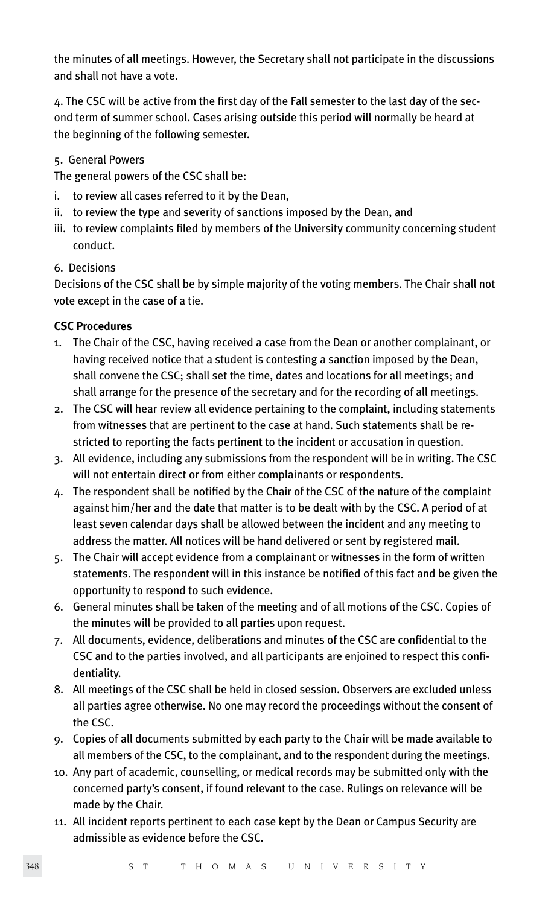the minutes of all meetings. However, the Secretary shall not participate in the discussions and shall not have a vote.

4. The CSC will be active from the first day of the Fall semester to the last day of the second term of summer school. Cases arising outside this period will normally be heard at the beginning of the following semester.

5. General Powers

The general powers of the CSC shall be:

i. to review all cases referred to it by the Dean,
ii. to review the type and severity of sanctions imposed by the Dean, and
iii. to review complaints filed by members of the University community concerning student conduct.

6. Decisions

Decisions of the CSC shall be by simple majority of the voting members. The Chair shall not vote except in the case of a tie.

**CSC Procedures**

1. The Chair of the CSC, having received a case from the Dean or another complainant, or having received notice that a student is contesting a sanction imposed by the Dean, shall convene the CSC; shall set the time, dates and locations for all meetings; and shall arrange for the presence of the secretary and for the recording of all meetings.
2. The CSC will hear review all evidence pertaining to the complaint, including statements from witnesses that are pertinent to the case at hand. Such statements shall be restricted to reporting the facts pertinent to the incident or accusation in question.
3. All evidence, including any submissions from the respondent will be in writing. The CSC will not entertain direct or from either complainants or respondents.
4. The respondent shall be notified by the Chair of the CSC of the nature of the complaint against him/her and the date that matter is to be dealt with by the CSC. A period of at least seven calendar days shall be allowed between the incident and any meeting to address the matter. All notices will be hand delivered or sent by registered mail.
5. The Chair will accept evidence from a complainant or witnesses in the form of written statements. The respondent will in this instance be notified of this fact and be given the opportunity to respond to such evidence.
6. General minutes shall be taken of the meeting and of all motions of the CSC. Copies of the minutes will be provided to all parties upon request.
7. All documents, evidence, deliberations and minutes of the CSC are confidential to the CSC and to the parties involved, and all participants are enjoined to respect this confidentiality.
8. All meetings of the CSC shall be held in closed session. Observers are excluded unless all parties agree otherwise. No one may record the proceedings without the consent of the CSC.
9. Copies of all documents submitted by each party to the Chair will be made available to all members of the CSC, to the complainant, and to the respondent during the meetings.
10. Any part of academic, counselling, or medical records may be submitted only with the concerned party's consent, if found relevant to the case. Rulings on relevance will be made by the Chair.
11. All incident reports pertinent to each case kept by the Dean or Campus Security are admissible as evidence before the CSC.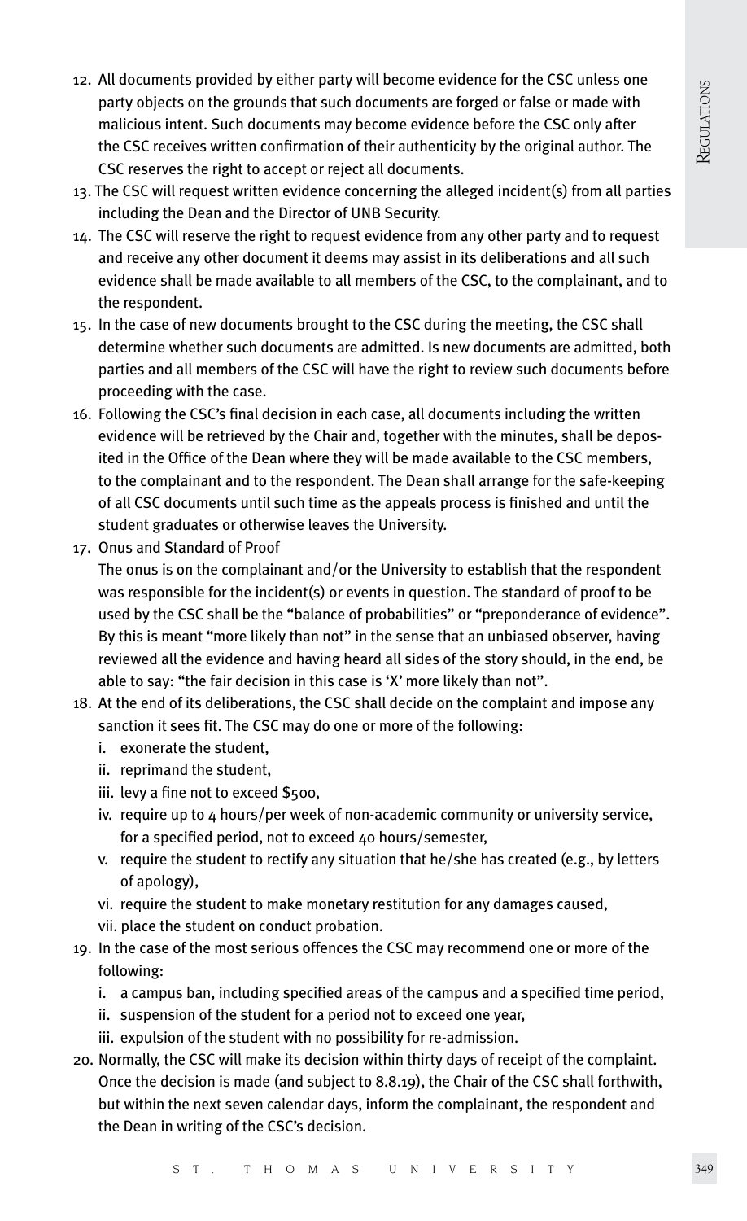12. All documents provided by either party will become evidence for the CSC unless one party objects on the grounds that such documents are forged or false or made with malicious intent. Such documents may become evidence before the CSC only after the CSC receives written confirmation of their authenticity by the original author. The CSC reserves the right to accept or reject all documents.
13. The CSC will request written evidence concerning the alleged incident(s) from all parties including the Dean and the Director of UNB Security.
14. The CSC will reserve the right to request evidence from any other party and to request and receive any other document it deems may assist in its deliberations and all such evidence shall be made available to all members of the CSC, to the complainant, and to the respondent.
15. In the case of new documents brought to the CSC during the meeting, the CSC shall determine whether such documents are admitted. Is new documents are admitted, both parties and all members of the CSC will have the right to review such documents before proceeding with the case.
16. Following the CSC's final decision in each case, all documents including the written evidence will be retrieved by the Chair and, together with the minutes, shall be deposited in the Office of the Dean where they will be made available to the CSC members, to the complainant and to the respondent. The Dean shall arrange for the safe-keeping of all CSC documents until such time as the appeals process is finished and until the student graduates or otherwise leaves the University.
17. Onus and Standard of Proof

    The onus is on the complainant and/or the University to establish that the respondent was responsible for the incident(s) or events in question. The standard of proof to be used by the CSC shall be the "balance of probabilities" or "preponderance of evidence". By this is meant "more likely than not" in the sense that an unbiased observer, having reviewed all the evidence and having heard all sides of the story should, in the end, be able to say: "the fair decision in this case is 'X' more likely than not".
18. At the end of its deliberations, the CSC shall decide on the complaint and impose any sanction it sees fit. The CSC may do one or more of the following:
    i. exonerate the student,
    ii. reprimand the student,
    iii. levy a fine not to exceed $500,
    iv. require up to 4 hours/per week of non-academic community or university service, for a specified period, not to exceed 40 hours/semester,
    v. require the student to rectify any situation that he/she has created (e.g., by letters of apology),
    vi. require the student to make monetary restitution for any damages caused,
    vii. place the student on conduct probation.
19. In the case of the most serious offences the CSC may recommend one or more of the following:
    i. a campus ban, including specified areas of the campus and a specified time period,
    ii. suspension of the student for a period not to exceed one year,
    iii. expulsion of the student with no possibility for re-admission.
20. Normally, the CSC will make its decision within thirty days of receipt of the complaint. Once the decision is made (and subject to 8.8.19), the Chair of the CSC shall forthwith, but within the next seven calendar days, inform the complainant, the respondent and the Dean in writing of the CSC's decision.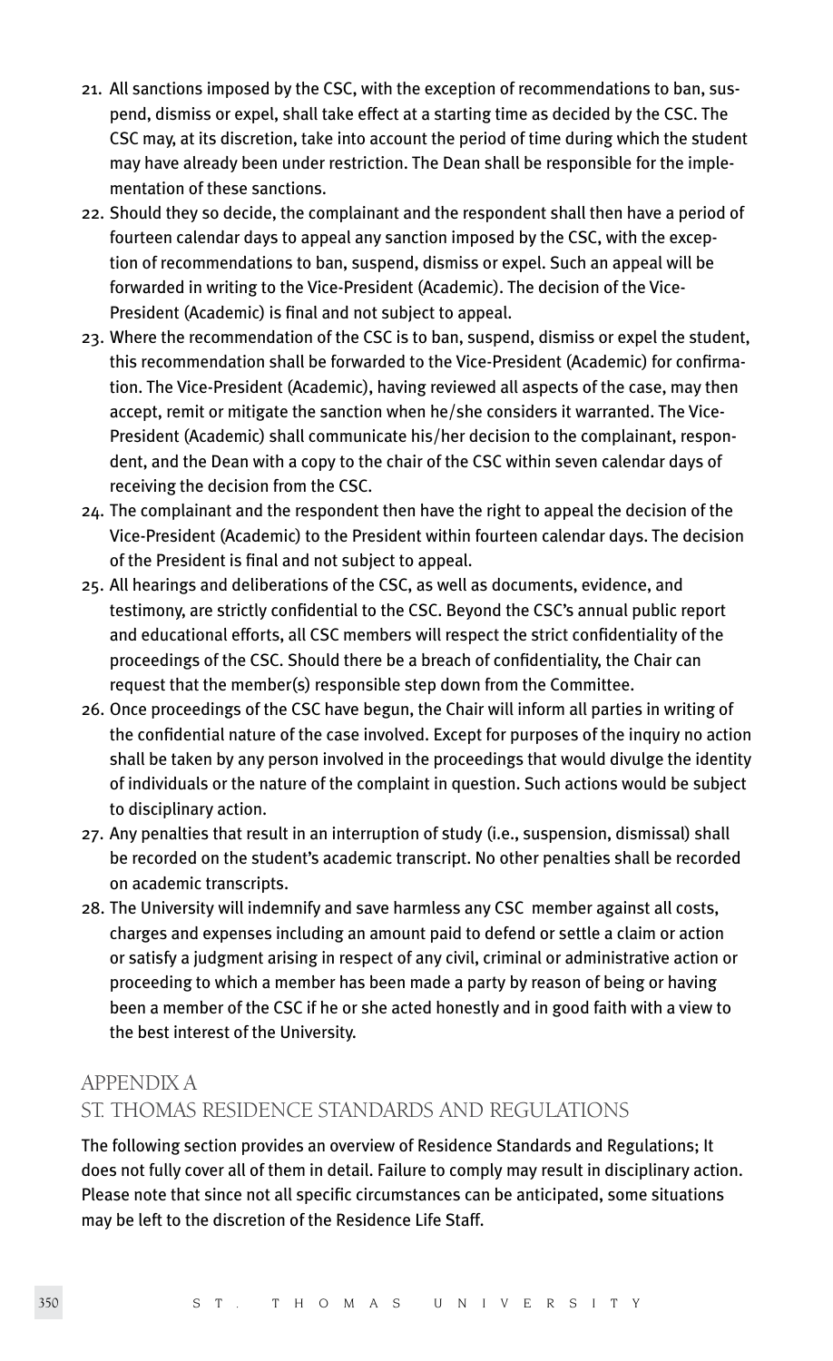21. All sanctions imposed by the CSC, with the exception of recommendations to ban, suspend, dismiss or expel, shall take effect at a starting time as decided by the CSC. The CSC may, at its discretion, take into account the period of time during which the student may have already been under restriction. The Dean shall be responsible for the implementation of these sanctions.
22. Should they so decide, the complainant and the respondent shall then have a period of fourteen calendar days to appeal any sanction imposed by the CSC, with the exception of recommendations to ban, suspend, dismiss or expel. Such an appeal will be forwarded in writing to the Vice-President (Academic). The decision of the Vice-President (Academic) is final and not subject to appeal.
23. Where the recommendation of the CSC is to ban, suspend, dismiss or expel the student, this recommendation shall be forwarded to the Vice-President (Academic) for confirmation. The Vice-President (Academic), having reviewed all aspects of the case, may then accept, remit or mitigate the sanction when he/she considers it warranted. The Vice-President (Academic) shall communicate his/her decision to the complainant, respondent, and the Dean with a copy to the chair of the CSC within seven calendar days of receiving the decision from the CSC.
24. The complainant and the respondent then have the right to appeal the decision of the Vice-President (Academic) to the President within fourteen calendar days. The decision of the President is final and not subject to appeal.
25. All hearings and deliberations of the CSC, as well as documents, evidence, and testimony, are strictly confidential to the CSC. Beyond the CSC's annual public report and educational efforts, all CSC members will respect the strict confidentiality of the proceedings of the CSC. Should there be a breach of confidentiality, the Chair can request that the member(s) responsible step down from the Committee.
26. Once proceedings of the CSC have begun, the Chair will inform all parties in writing of the confidential nature of the case involved. Except for purposes of the inquiry no action shall be taken by any person involved in the proceedings that would divulge the identity of individuals or the nature of the complaint in question. Such actions would be subject to disciplinary action.
27. Any penalties that result in an interruption of study (i.e., suspension, dismissal) shall be recorded on the student's academic transcript. No other penalties shall be recorded on academic transcripts.
28. The University will indemnify and save harmless any CSC member against all costs, charges and expenses including an amount paid to defend or settle a claim or action or satisfy a judgment arising in respect of any civil, criminal or administrative action or proceeding to which a member has been made a party by reason of being or having been a member of the CSC if he or she acted honestly and in good faith with a view to the best interest of the University.

## APPENDIX A
## ST. THOMAS RESIDENCE STANDARDS AND REGULATIONS

The following section provides an overview of Residence Standards and Regulations; It does not fully cover all of them in detail. Failure to comply may result in disciplinary action. Please note that since not all specific circumstances can be anticipated, some situations may be left to the discretion of the Residence Life Staff.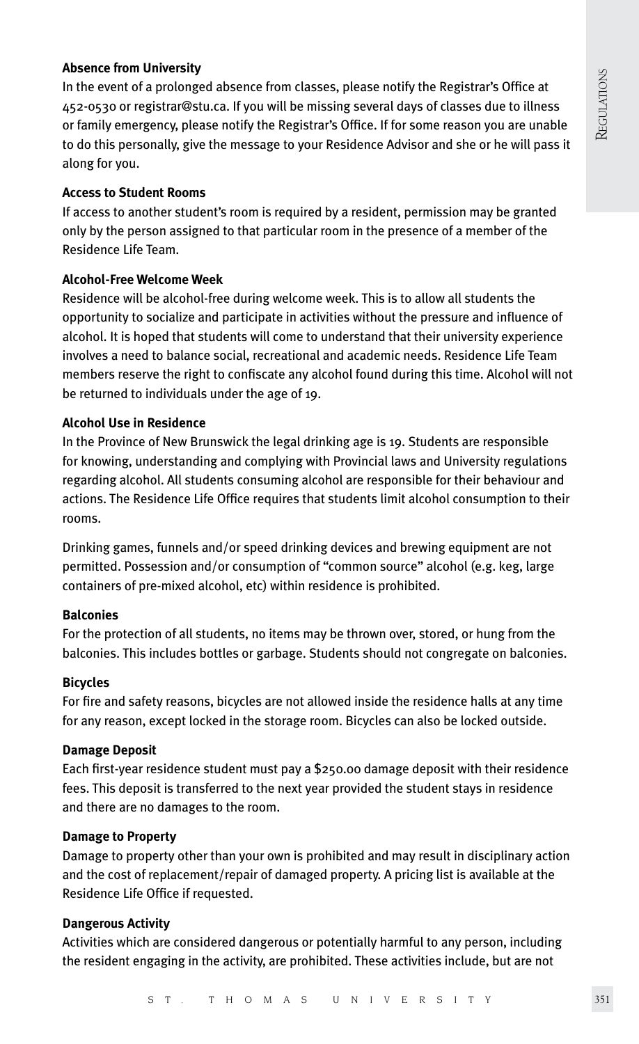**Absence from University**

In the event of a prolonged absence from classes, please notify the Registrar's Office at 452-0530 or registrar@stu.ca. If you will be missing several days of classes due to illness or family emergency, please notify the Registrar's Office. If for some reason you are unable to do this personally, give the message to your Residence Advisor and she or he will pass it along for you.

**Access to Student Rooms**

If access to another student's room is required by a resident, permission may be granted only by the person assigned to that particular room in the presence of a member of the Residence Life Team.

**Alcohol-Free Welcome Week**

Residence will be alcohol-free during welcome week. This is to allow all students the opportunity to socialize and participate in activities without the pressure and influence of alcohol. It is hoped that students will come to understand that their university experience involves a need to balance social, recreational and academic needs. Residence Life Team members reserve the right to confiscate any alcohol found during this time. Alcohol will not be returned to individuals under the age of 19.

**Alcohol Use in Residence**

In the Province of New Brunswick the legal drinking age is 19. Students are responsible for knowing, understanding and complying with Provincial laws and University regulations regarding alcohol. All students consuming alcohol are responsible for their behaviour and actions. The Residence Life Office requires that students limit alcohol consumption to their rooms.

Drinking games, funnels and/or speed drinking devices and brewing equipment are not permitted. Possession and/or consumption of "common source" alcohol (e.g. keg, large containers of pre-mixed alcohol, etc) within residence is prohibited.

**Balconies**

For the protection of all students, no items may be thrown over, stored, or hung from the balconies. This includes bottles or garbage. Students should not congregate on balconies.

**Bicycles**

For fire and safety reasons, bicycles are not allowed inside the residence halls at any time for any reason, except locked in the storage room. Bicycles can also be locked outside.

**Damage Deposit**

Each first-year residence student must pay a $250.00 damage deposit with their residence fees. This deposit is transferred to the next year provided the student stays in residence and there are no damages to the room.

**Damage to Property**

Damage to property other than your own is prohibited and may result in disciplinary action and the cost of replacement/repair of damaged property. A pricing list is available at the Residence Life Office if requested.

**Dangerous Activity**

Activities which are considered dangerous or potentially harmful to any person, including the resident engaging in the activity, are prohibited. These activities include, but are not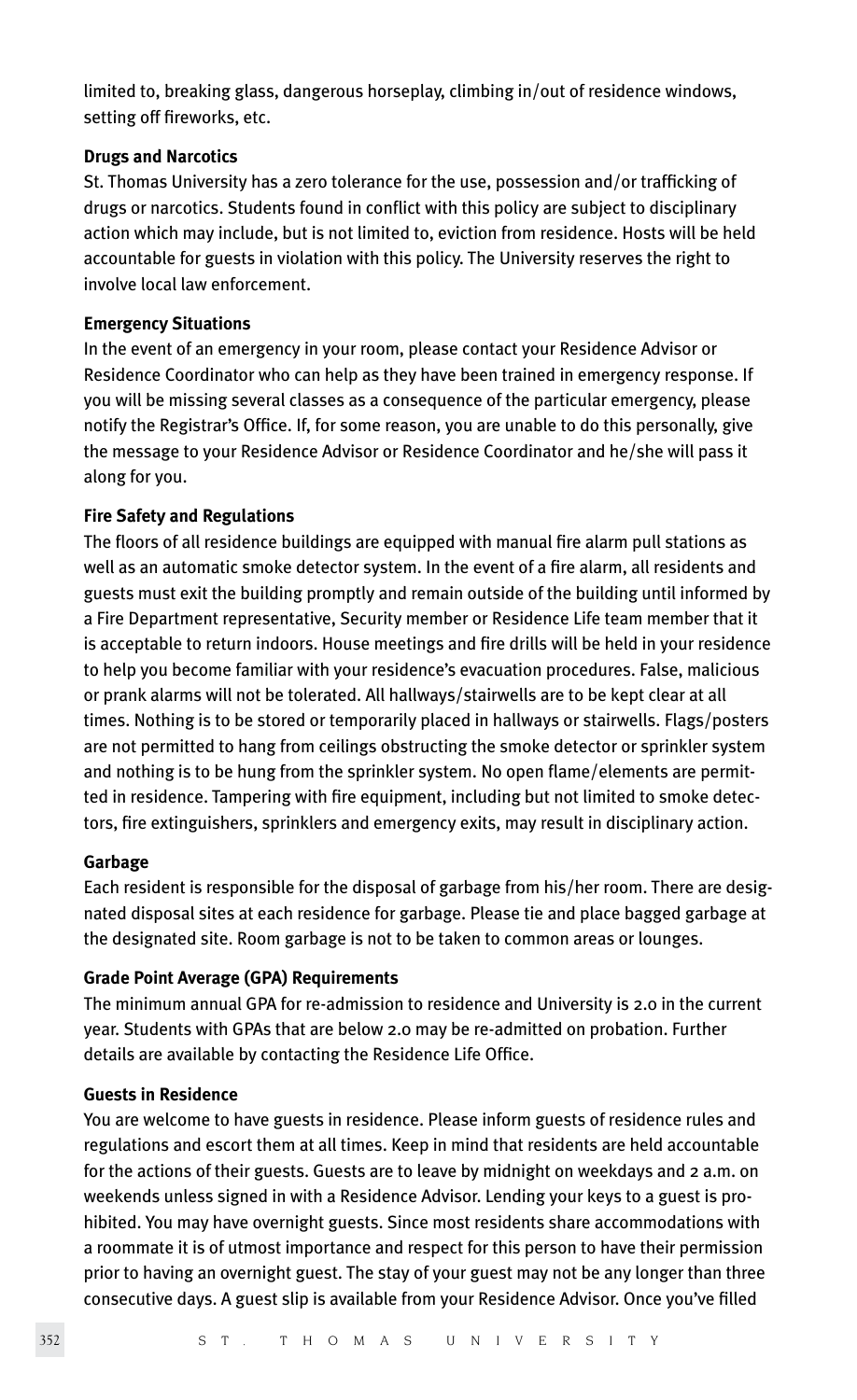limited to, breaking glass, dangerous horseplay, climbing in/out of residence windows, setting off fireworks, etc.

**Drugs and Narcotics**

St. Thomas University has a zero tolerance for the use, possession and/or trafficking of drugs or narcotics. Students found in conflict with this policy are subject to disciplinary action which may include, but is not limited to, eviction from residence. Hosts will be held accountable for guests in violation with this policy. The University reserves the right to involve local law enforcement.

**Emergency Situations**

In the event of an emergency in your room, please contact your Residence Advisor or Residence Coordinator who can help as they have been trained in emergency response. If you will be missing several classes as a consequence of the particular emergency, please notify the Registrar's Office. If, for some reason, you are unable to do this personally, give the message to your Residence Advisor or Residence Coordinator and he/she will pass it along for you.

**Fire Safety and Regulations**

The floors of all residence buildings are equipped with manual fire alarm pull stations as well as an automatic smoke detector system. In the event of a fire alarm, all residents and guests must exit the building promptly and remain outside of the building until informed by a Fire Department representative, Security member or Residence Life team member that it is acceptable to return indoors. House meetings and fire drills will be held in your residence to help you become familiar with your residence's evacuation procedures. False, malicious or prank alarms will not be tolerated. All hallways/stairwells are to be kept clear at all times. Nothing is to be stored or temporarily placed in hallways or stairwells. Flags/posters are not permitted to hang from ceilings obstructing the smoke detector or sprinkler system and nothing is to be hung from the sprinkler system. No open flame/elements are permitted in residence. Tampering with fire equipment, including but not limited to smoke detectors, fire extinguishers, sprinklers and emergency exits, may result in disciplinary action.

**Garbage**

Each resident is responsible for the disposal of garbage from his/her room. There are designated disposal sites at each residence for garbage. Please tie and place bagged garbage at the designated site. Room garbage is not to be taken to common areas or lounges.

**Grade Point Average (GPA) Requirements**

The minimum annual GPA for re-admission to residence and University is 2.0 in the current year. Students with GPAs that are below 2.0 may be re-admitted on probation. Further details are available by contacting the Residence Life Office.

**Guests in Residence**

You are welcome to have guests in residence. Please inform guests of residence rules and regulations and escort them at all times. Keep in mind that residents are held accountable for the actions of their guests. Guests are to leave by midnight on weekdays and 2 a.m. on weekends unless signed in with a Residence Advisor. Lending your keys to a guest is prohibited. You may have overnight guests. Since most residents share accommodations with a roommate it is of utmost importance and respect for this person to have their permission prior to having an overnight guest. The stay of your guest may not be any longer than three consecutive days. A guest slip is available from your Residence Advisor. Once you've filled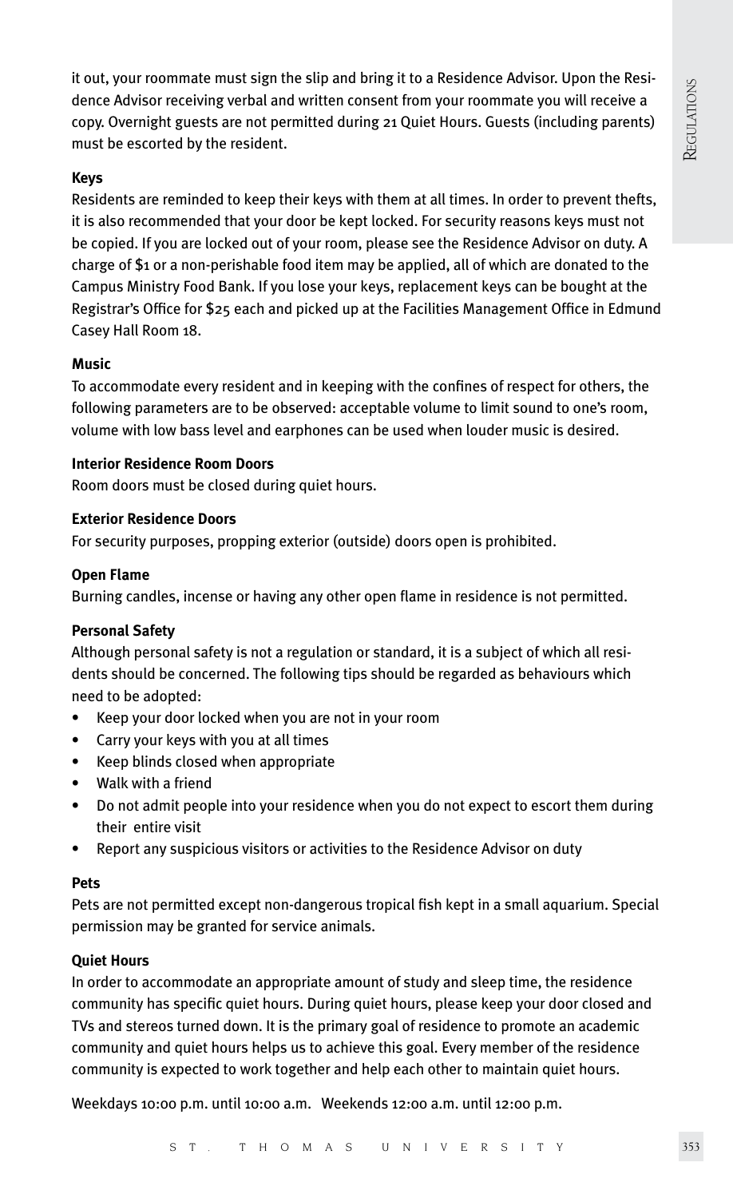it out, your roommate must sign the slip and bring it to a Residence Advisor. Upon the Residence Advisor receiving verbal and written consent from your roommate you will receive a copy. Overnight guests are not permitted during 21 Quiet Hours. Guests (including parents) must be escorted by the resident.

**Keys**

Residents are reminded to keep their keys with them at all times. In order to prevent thefts, it is also recommended that your door be kept locked. For security reasons keys must not be copied. If you are locked out of your room, please see the Residence Advisor on duty. A charge of $1 or a non-perishable food item may be applied, all of which are donated to the Campus Ministry Food Bank. If you lose your keys, replacement keys can be bought at the Registrar's Office for $25 each and picked up at the Facilities Management Office in Edmund Casey Hall Room 18.

**Music**

To accommodate every resident and in keeping with the confines of respect for others, the following parameters are to be observed: acceptable volume to limit sound to one's room, volume with low bass level and earphones can be used when louder music is desired.

**Interior Residence Room Doors**

Room doors must be closed during quiet hours.

**Exterior Residence Doors**

For security purposes, propping exterior (outside) doors open is prohibited.

**Open Flame**

Burning candles, incense or having any other open flame in residence is not permitted.

**Personal Safety**

Although personal safety is not a regulation or standard, it is a subject of which all residents should be concerned. The following tips should be regarded as behaviours which need to be adopted:

- Keep your door locked when you are not in your room
- Carry your keys with you at all times
- Keep blinds closed when appropriate
- Walk with a friend
- Do not admit people into your residence when you do not expect to escort them during their entire visit
- Report any suspicious visitors or activities to the Residence Advisor on duty

**Pets**

Pets are not permitted except non-dangerous tropical fish kept in a small aquarium. Special permission may be granted for service animals.

**Quiet Hours**

In order to accommodate an appropriate amount of study and sleep time, the residence community has specific quiet hours. During quiet hours, please keep your door closed and TVs and stereos turned down. It is the primary goal of residence to promote an academic community and quiet hours helps us to achieve this goal. Every member of the residence community is expected to work together and help each other to maintain quiet hours.

Weekdays 10:00 p.m. until 10:00 a.m. Weekends 12:00 a.m. until 12:00 p.m.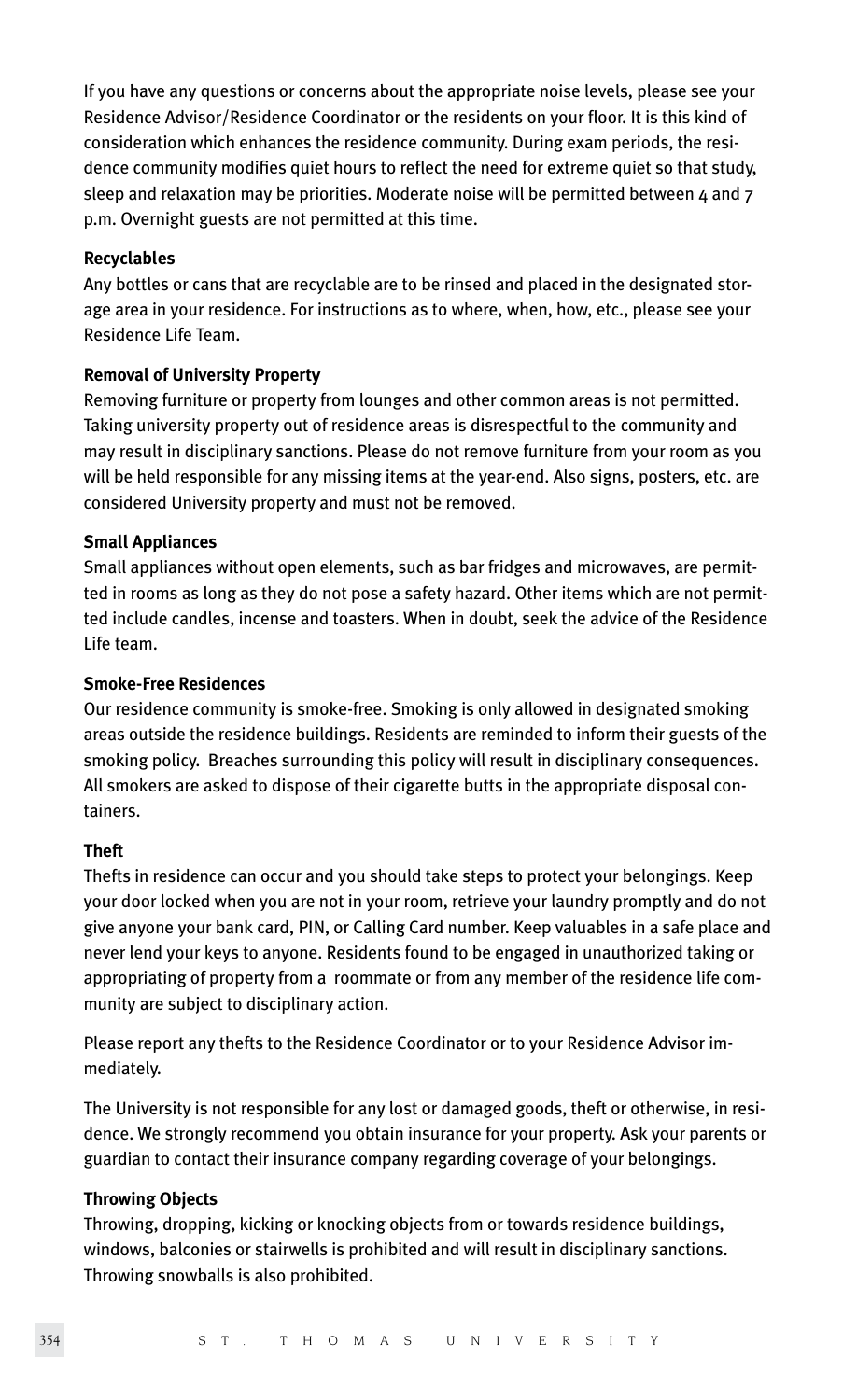If you have any questions or concerns about the appropriate noise levels, please see your Residence Advisor/Residence Coordinator or the residents on your floor. It is this kind of consideration which enhances the residence community. During exam periods, the residence community modifies quiet hours to reflect the need for extreme quiet so that study, sleep and relaxation may be priorities. Moderate noise will be permitted between 4 and 7 p.m. Overnight guests are not permitted at this time.

**Recyclables**

Any bottles or cans that are recyclable are to be rinsed and placed in the designated storage area in your residence. For instructions as to where, when, how, etc., please see your Residence Life Team.

**Removal of University Property**

Removing furniture or property from lounges and other common areas is not permitted. Taking university property out of residence areas is disrespectful to the community and may result in disciplinary sanctions. Please do not remove furniture from your room as you will be held responsible for any missing items at the year-end. Also signs, posters, etc. are considered University property and must not be removed.

**Small Appliances**

Small appliances without open elements, such as bar fridges and microwaves, are permitted in rooms as long as they do not pose a safety hazard. Other items which are not permitted include candles, incense and toasters. When in doubt, seek the advice of the Residence Life team.

**Smoke-Free Residences**

Our residence community is smoke-free. Smoking is only allowed in designated smoking areas outside the residence buildings. Residents are reminded to inform their guests of the smoking policy. Breaches surrounding this policy will result in disciplinary consequences. All smokers are asked to dispose of their cigarette butts in the appropriate disposal containers.

**Theft**

Thefts in residence can occur and you should take steps to protect your belongings. Keep your door locked when you are not in your room, retrieve your laundry promptly and do not give anyone your bank card, PIN, or Calling Card number. Keep valuables in a safe place and never lend your keys to anyone. Residents found to be engaged in unauthorized taking or appropriating of property from a roommate or from any member of the residence life community are subject to disciplinary action.

Please report any thefts to the Residence Coordinator or to your Residence Advisor immediately.

The University is not responsible for any lost or damaged goods, theft or otherwise, in residence. We strongly recommend you obtain insurance for your property. Ask your parents or guardian to contact their insurance company regarding coverage of your belongings.

**Throwing Objects**

Throwing, dropping, kicking or knocking objects from or towards residence buildings, windows, balconies or stairwells is prohibited and will result in disciplinary sanctions. Throwing snowballs is also prohibited.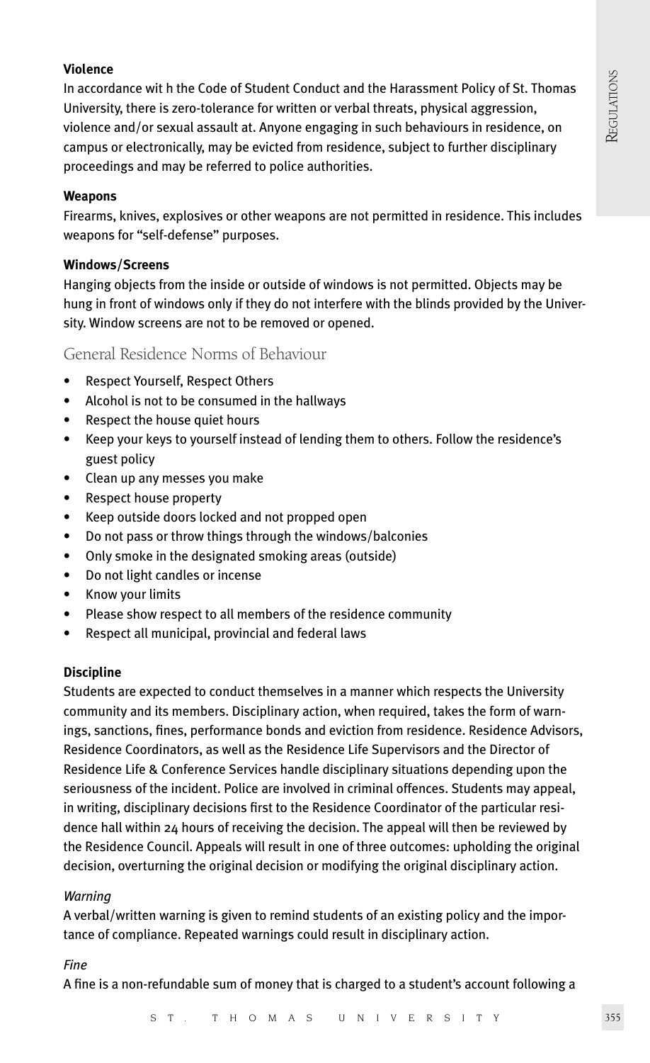**Violence**

In accordance wit h the Code of Student Conduct and the Harassment Policy of St. Thomas University, there is zero-tolerance for written or verbal threats, physical aggression, violence and/or sexual assault at. Anyone engaging in such behaviours in residence, on campus or electronically, may be evicted from residence, subject to further disciplinary proceedings and may be referred to police authorities.

**Weapons**

Firearms, knives, explosives or other weapons are not permitted in residence. This includes weapons for "self-defense" purposes.

**Windows/Screens**

Hanging objects from the inside or outside of windows is not permitted. Objects may be hung in front of windows only if they do not interfere with the blinds provided by the University. Window screens are not to be removed or opened.

## General Residence Norms of Behaviour

- Respect Yourself, Respect Others
- Alcohol is not to be consumed in the hallways
- Respect the house quiet hours
- Keep your keys to yourself instead of lending them to others. Follow the residence's guest policy
- Clean up any messes you make
- Respect house property
- Keep outside doors locked and not propped open
- Do not pass or throw things through the windows/balconies
- Only smoke in the designated smoking areas (outside)
- Do not light candles or incense
- Know your limits
- Please show respect to all members of the residence community
- Respect all municipal, provincial and federal laws

**Discipline**

Students are expected to conduct themselves in a manner which respects the University community and its members. Disciplinary action, when required, takes the form of warnings, sanctions, fines, performance bonds and eviction from residence. Residence Advisors, Residence Coordinators, as well as the Residence Life Supervisors and the Director of Residence Life & Conference Services handle disciplinary situations depending upon the seriousness of the incident. Police are involved in criminal offences. Students may appeal, in writing, disciplinary decisions first to the Residence Coordinator of the particular residence hall within 24 hours of receiving the decision. The appeal will then be reviewed by the Residence Council. Appeals will result in one of three outcomes: upholding the original decision, overturning the original decision or modifying the original disciplinary action.

*Warning*

A verbal/written warning is given to remind students of an existing policy and the importance of compliance. Repeated warnings could result in disciplinary action.

*Fine*

A fine is a non-refundable sum of money that is charged to a student's account following a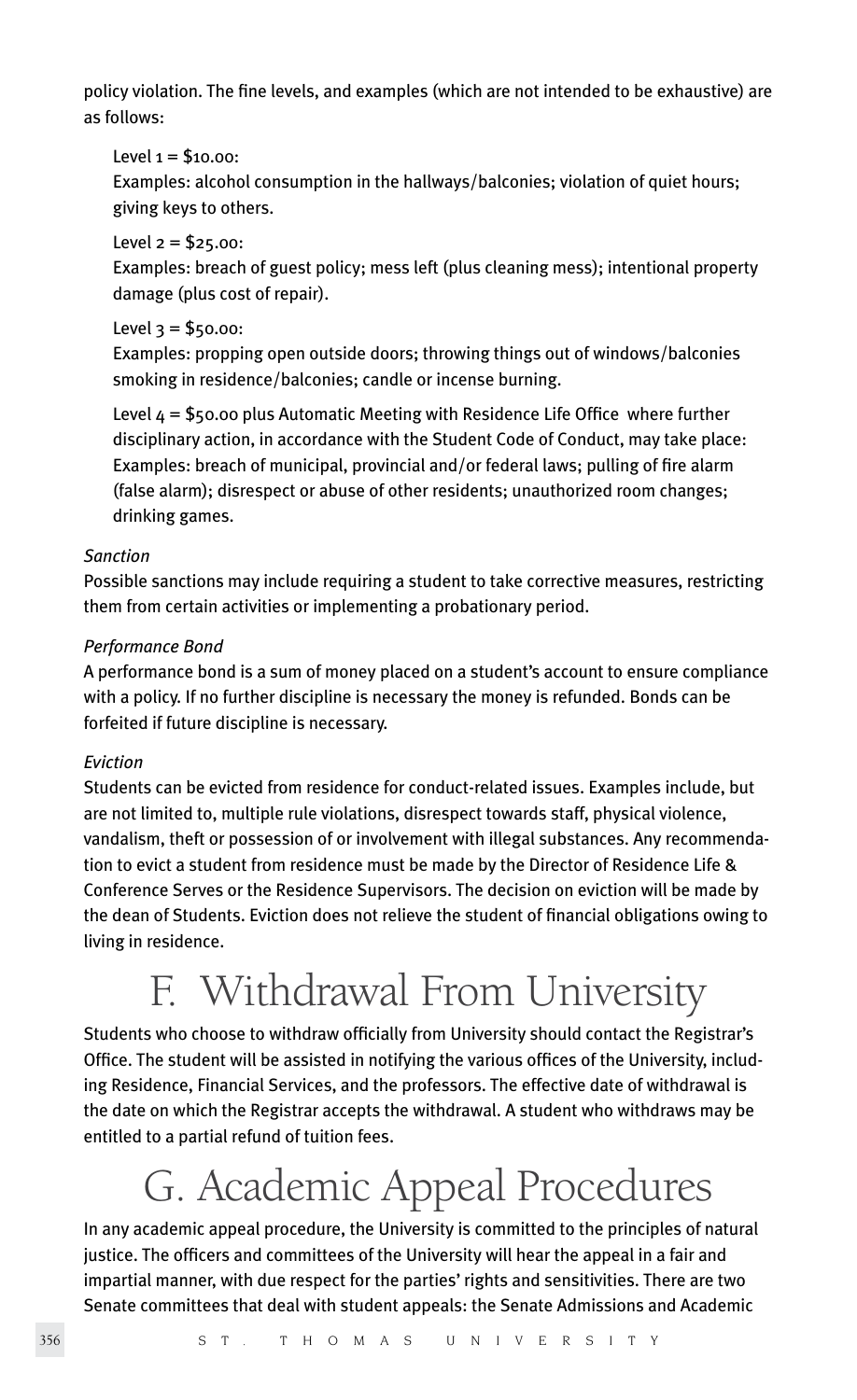policy violation. The fine levels, and examples (which are not intended to be exhaustive) are as follows:

Level 1 = $10.00:
Examples: alcohol consumption in the hallways/balconies; violation of quiet hours; giving keys to others.

Level 2 = $25.00:
Examples: breach of guest policy; mess left (plus cleaning mess); intentional property damage (plus cost of repair).

Level 3 = $50.00:
Examples: propping open outside doors; throwing things out of windows/balconies smoking in residence/balconies; candle or incense burning.

Level 4 = $50.00 plus Automatic Meeting with Residence Life Office where further disciplinary action, in accordance with the Student Code of Conduct, may take place:
Examples: breach of municipal, provincial and/or federal laws; pulling of fire alarm (false alarm); disrespect or abuse of other residents; unauthorized room changes; drinking games.

*Sanction*

Possible sanctions may include requiring a student to take corrective measures, restricting them from certain activities or implementing a probationary period.

*Performance Bond*

A performance bond is a sum of money placed on a student's account to ensure compliance with a policy. If no further discipline is necessary the money is refunded. Bonds can be forfeited if future discipline is necessary.

*Eviction*

Students can be evicted from residence for conduct-related issues. Examples include, but are not limited to, multiple rule violations, disrespect towards staff, physical violence, vandalism, theft or possession of or involvement with illegal substances. Any recommendation to evict a student from residence must be made by the Director of Residence Life & Conference Serves or the Residence Supervisors. The decision on eviction will be made by the dean of Students. Eviction does not relieve the student of financial obligations owing to living in residence.

# F. Withdrawal From University

Students who choose to withdraw officially from University should contact the Registrar's Office. The student will be assisted in notifying the various offices of the University, including Residence, Financial Services, and the professors. The effective date of withdrawal is the date on which the Registrar accepts the withdrawal. A student who withdraws may be entitled to a partial refund of tuition fees.

# G. Academic Appeal Procedures

In any academic appeal procedure, the University is committed to the principles of natural justice. The officers and committees of the University will hear the appeal in a fair and impartial manner, with due respect for the parties' rights and sensitivities. There are two Senate committees that deal with student appeals: the Senate Admissions and Academic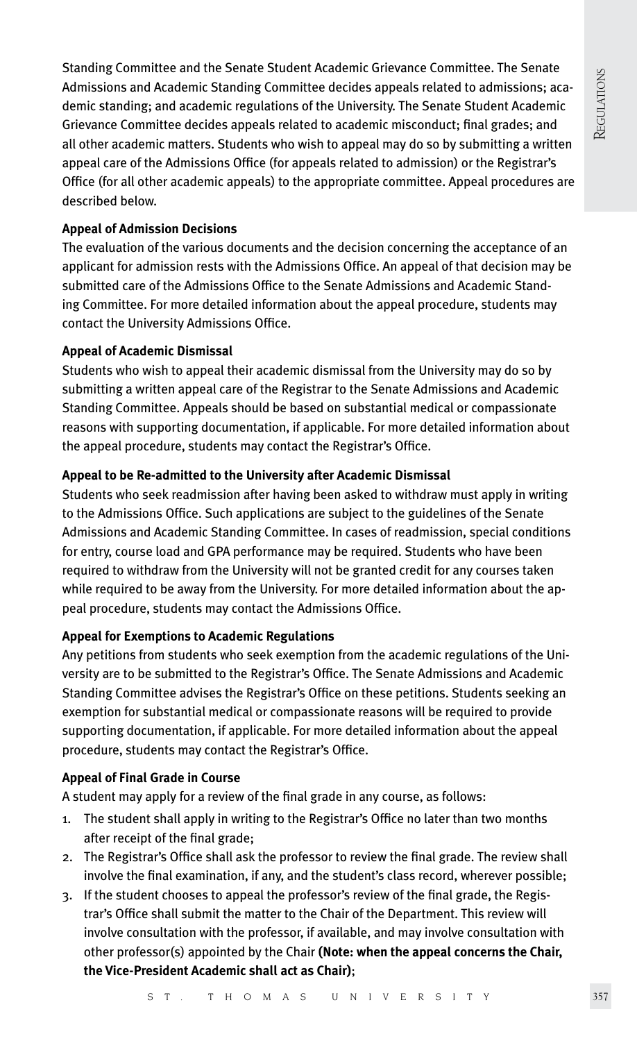Standing Committee and the Senate Student Academic Grievance Committee. The Senate Admissions and Academic Standing Committee decides appeals related to admissions; academic standing; and academic regulations of the University. The Senate Student Academic Grievance Committee decides appeals related to academic misconduct; final grades; and all other academic matters. Students who wish to appeal may do so by submitting a written appeal care of the Admissions Office (for appeals related to admission) or the Registrar's Office (for all other academic appeals) to the appropriate committee. Appeal procedures are described below.

**Appeal of Admission Decisions**

The evaluation of the various documents and the decision concerning the acceptance of an applicant for admission rests with the Admissions Office. An appeal of that decision may be submitted care of the Admissions Office to the Senate Admissions and Academic Standing Committee. For more detailed information about the appeal procedure, students may contact the University Admissions Office.

**Appeal of Academic Dismissal**

Students who wish to appeal their academic dismissal from the University may do so by submitting a written appeal care of the Registrar to the Senate Admissions and Academic Standing Committee. Appeals should be based on substantial medical or compassionate reasons with supporting documentation, if applicable. For more detailed information about the appeal procedure, students may contact the Registrar's Office.

**Appeal to be Re-admitted to the University after Academic Dismissal**

Students who seek readmission after having been asked to withdraw must apply in writing to the Admissions Office. Such applications are subject to the guidelines of the Senate Admissions and Academic Standing Committee. In cases of readmission, special conditions for entry, course load and GPA performance may be required. Students who have been required to withdraw from the University will not be granted credit for any courses taken while required to be away from the University. For more detailed information about the appeal procedure, students may contact the Admissions Office.

**Appeal for Exemptions to Academic Regulations**

Any petitions from students who seek exemption from the academic regulations of the University are to be submitted to the Registrar's Office. The Senate Admissions and Academic Standing Committee advises the Registrar's Office on these petitions. Students seeking an exemption for substantial medical or compassionate reasons will be required to provide supporting documentation, if applicable. For more detailed information about the appeal procedure, students may contact the Registrar's Office.

**Appeal of Final Grade in Course**

A student may apply for a review of the final grade in any course, as follows:

1. The student shall apply in writing to the Registrar's Office no later than two months after receipt of the final grade;
2. The Registrar's Office shall ask the professor to review the final grade. The review shall involve the final examination, if any, and the student's class record, wherever possible;
3. If the student chooses to appeal the professor's review of the final grade, the Registrar's Office shall submit the matter to the Chair of the Department. This review will involve consultation with the professor, if available, and may involve consultation with other professor(s) appointed by the Chair **(Note: when the appeal concerns the Chair, the Vice-President Academic shall act as Chair)**;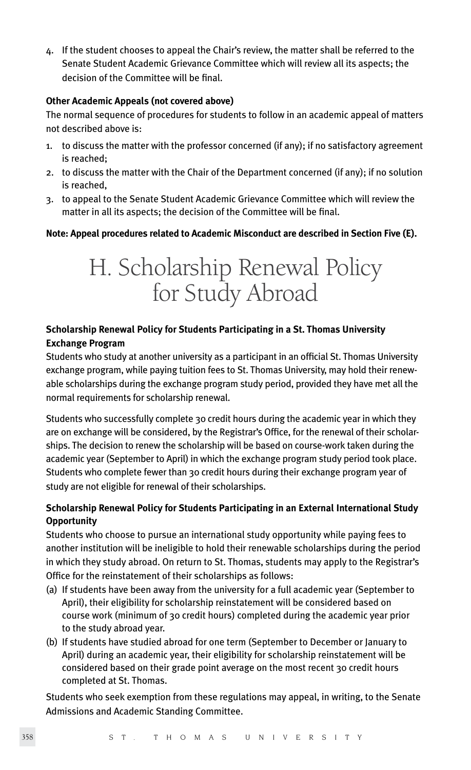4. If the student chooses to appeal the Chair's review, the matter shall be referred to the Senate Student Academic Grievance Committee which will review all its aspects; the decision of the Committee will be final.

**Other Academic Appeals (not covered above)**

The normal sequence of procedures for students to follow in an academic appeal of matters not described above is:

1. to discuss the matter with the professor concerned (if any); if no satisfactory agreement is reached;
2. to discuss the matter with the Chair of the Department concerned (if any); if no solution is reached,
3. to appeal to the Senate Student Academic Grievance Committee which will review the matter in all its aspects; the decision of the Committee will be final.

**Note: Appeal procedures related to Academic Misconduct are described in Section Five (E).**

# H. Scholarship Renewal Policy for Study Abroad

**Scholarship Renewal Policy for Students Participating in a St. Thomas University Exchange Program**

Students who study at another university as a participant in an official St. Thomas University exchange program, while paying tuition fees to St. Thomas University, may hold their renewable scholarships during the exchange program study period, provided they have met all the normal requirements for scholarship renewal.

Students who successfully complete 30 credit hours during the academic year in which they are on exchange will be considered, by the Registrar's Office, for the renewal of their scholarships. The decision to renew the scholarship will be based on course-work taken during the academic year (September to April) in which the exchange program study period took place. Students who complete fewer than 30 credit hours during their exchange program year of study are not eligible for renewal of their scholarships.

**Scholarship Renewal Policy for Students Participating in an External International Study Opportunity**

Students who choose to pursue an international study opportunity while paying fees to another institution will be ineligible to hold their renewable scholarships during the period in which they study abroad. On return to St. Thomas, students may apply to the Registrar's Office for the reinstatement of their scholarships as follows:

(a) If students have been away from the university for a full academic year (September to April), their eligibility for scholarship reinstatement will be considered based on course work (minimum of 30 credit hours) completed during the academic year prior to the study abroad year.

(b) If students have studied abroad for one term (September to December or January to April) during an academic year, their eligibility for scholarship reinstatement will be considered based on their grade point average on the most recent 30 credit hours completed at St. Thomas.

Students who seek exemption from these regulations may appeal, in writing, to the Senate Admissions and Academic Standing Committee.